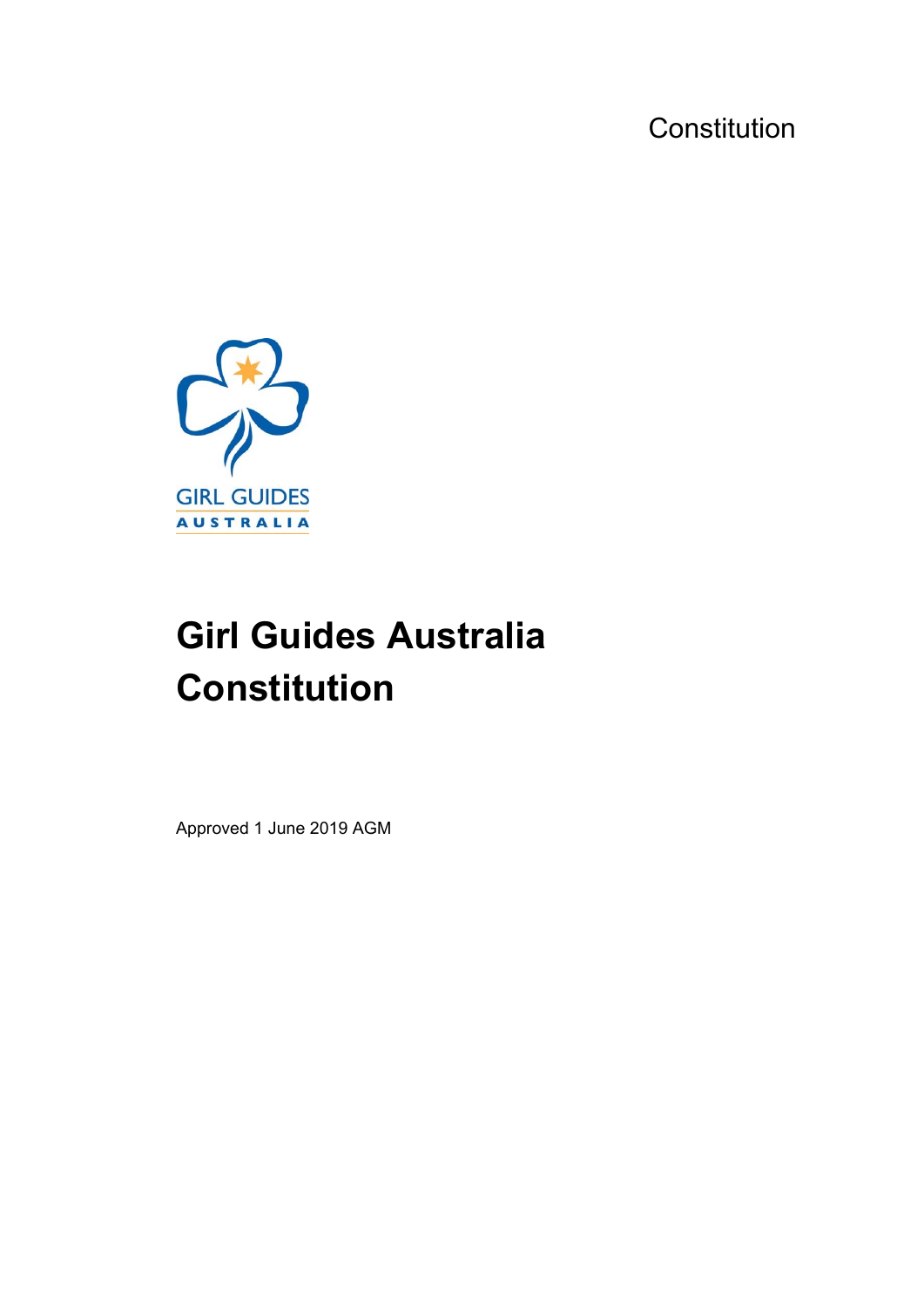Constitution

GIRL GUIDES
AUSTRALIA

# Girl Guides Australia Constitution

Approved 1 June 2019 AGM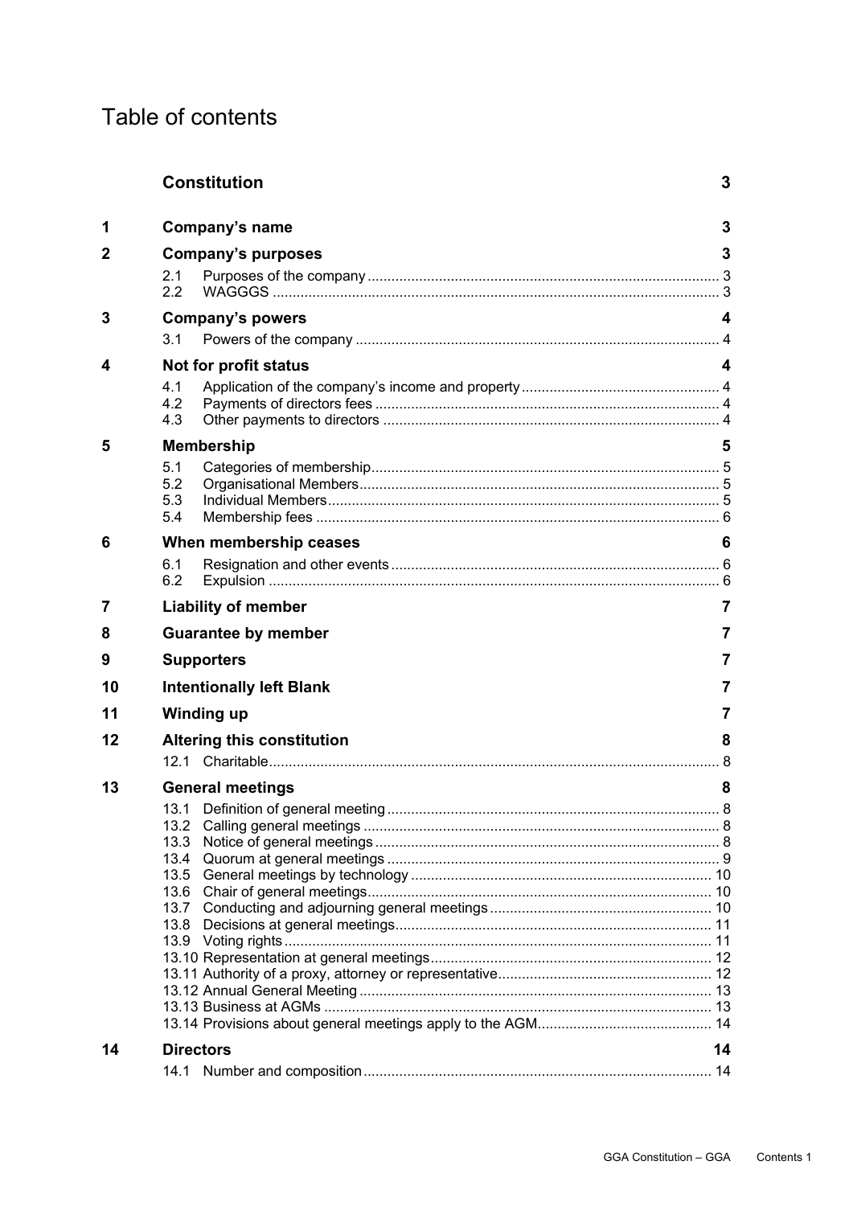# Table of contents

| | | |
|---|---|---|
| | **Constitution** | **3** |
| **1** | **Company's name** | **3** |
| **2** | **Company's purposes** | **3** |
| | 2.1 Purposes of the company | 3 |
| | 2.2 WAGGGS | 3 |
| **3** | **Company's powers** | **4** |
| | 3.1 Powers of the company | 4 |
| **4** | **Not for profit status** | **4** |
| | 4.1 Application of the company's income and property | 4 |
| | 4.2 Payments of directors fees | 4 |
| | 4.3 Other payments to directors | 4 |
| **5** | **Membership** | **5** |
| | 5.1 Categories of membership | 5 |
| | 5.2 Organisational Members | 5 |
| | 5.3 Individual Members | 5 |
| | 5.4 Membership fees | 6 |
| **6** | **When membership ceases** | **6** |
| | 6.1 Resignation and other events | 6 |
| | 6.2 Expulsion | 6 |
| **7** | **Liability of member** | **7** |
| **8** | **Guarantee by member** | **7** |
| **9** | **Supporters** | **7** |
| **10** | **Intentionally left Blank** | **7** |
| **11** | **Winding up** | **7** |
| **12** | **Altering this constitution** | **8** |
| | 12.1 Charitable | 8 |
| **13** | **General meetings** | **8** |
| | 13.1 Definition of general meeting | 8 |
| | 13.2 Calling general meetings | 8 |
| | 13.3 Notice of general meetings | 8 |
| | 13.4 Quorum at general meetings | 9 |
| | 13.5 General meetings by technology | 10 |
| | 13.6 Chair of general meetings | 10 |
| | 13.7 Conducting and adjourning general meetings | 10 |
| | 13.8 Decisions at general meetings | 11 |
| | 13.9 Voting rights | 11 |
| | 13.10 Representation at general meetings | 12 |
| | 13.11 Authority of a proxy, attorney or representative | 12 |
| | 13.12 Annual General Meeting | 13 |
| | 13.13 Business at AGMs | 13 |
| | 13.14 Provisions about general meetings apply to the AGM | 14 |
| **14** | **Directors** | **14** |
| | 14.1 Number and composition | 14 |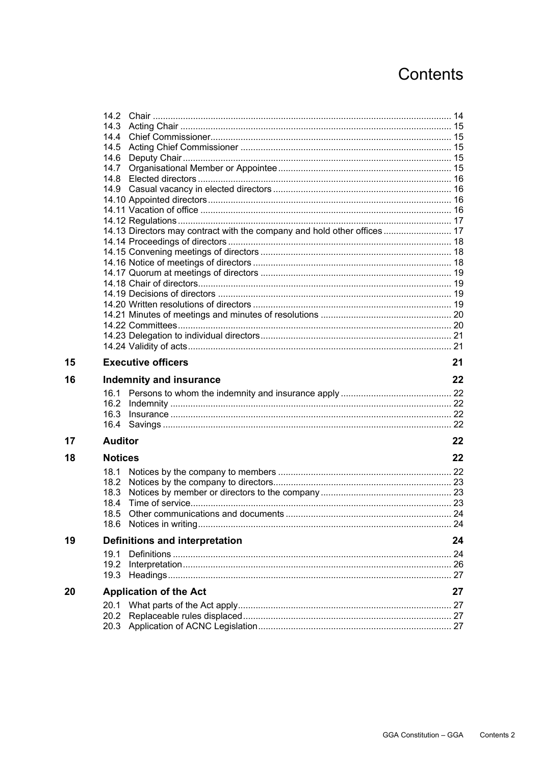# Contents

14.2 Chair ..... 14
14.3 Acting Chair ..... 15
14.4 Chief Commissioner ..... 15
14.5 Acting Chief Commissioner ..... 15
14.6 Deputy Chair ..... 15
14.7 Organisational Member or Appointee ..... 15
14.8 Elected directors ..... 16
14.9 Casual vacancy in elected directors ..... 16
14.10 Appointed directors ..... 16
14.11 Vacation of office ..... 16
14.12 Regulations ..... 17
14.13 Directors may contract with the company and hold other offices ..... 17
14.14 Proceedings of directors ..... 18
14.15 Convening meetings of directors ..... 18
14.16 Notice of meetings of directors ..... 18
14.17 Quorum at meetings of directors ..... 19
14.18 Chair of directors ..... 19
14.19 Decisions of directors ..... 19
14.20 Written resolutions of directors ..... 19
14.21 Minutes of meetings and minutes of resolutions ..... 20
14.22 Committees ..... 20
14.23 Delegation to individual directors ..... 21
14.24 Validity of acts ..... 21

**15 Executive officers ..... 21**

**16 Indemnity and insurance ..... 22**

16.1 Persons to whom the indemnity and insurance apply ..... 22
16.2 Indemnity ..... 22
16.3 Insurance ..... 22
16.4 Savings ..... 22

**17 Auditor ..... 22**

**18 Notices ..... 22**

18.1 Notices by the company to members ..... 22
18.2 Notices by the company to directors ..... 23
18.3 Notices by member or directors to the company ..... 23
18.4 Time of service ..... 23
18.5 Other communications and documents ..... 24
18.6 Notices in writing ..... 24

**19 Definitions and interpretation ..... 24**

19.1 Definitions ..... 24
19.2 Interpretation ..... 26
19.3 Headings ..... 27

**20 Application of the Act ..... 27**

20.1 What parts of the Act apply ..... 27
20.2 Replaceable rules displaced ..... 27
20.3 Application of ACNC Legislation ..... 27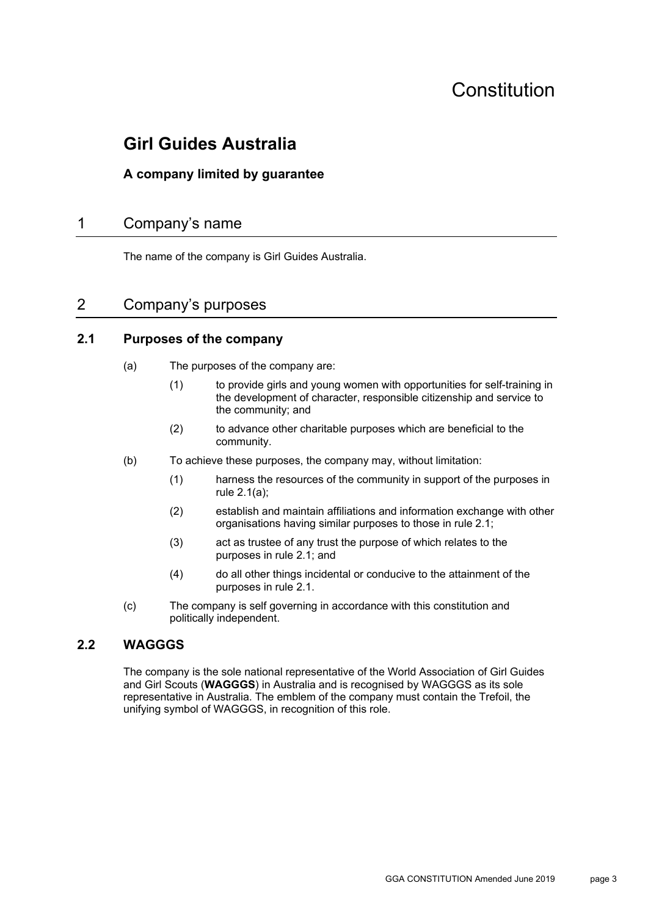# Constitution

## Girl Guides Australia

### A company limited by guarantee

## 1 Company's name

The name of the company is Girl Guides Australia.

## 2 Company's purposes

### 2.1 Purposes of the company

(a) The purposes of the company are:

- (1) to provide girls and young women with opportunities for self-training in the development of character, responsible citizenship and service to the community; and
- (2) to advance other charitable purposes which are beneficial to the community.

(b) To achieve these purposes, the company may, without limitation:

- (1) harness the resources of the community in support of the purposes in rule 2.1(a);
- (2) establish and maintain affiliations and information exchange with other organisations having similar purposes to those in rule 2.1;
- (3) act as trustee of any trust the purpose of which relates to the purposes in rule 2.1; and
- (4) do all other things incidental or conducive to the attainment of the purposes in rule 2.1.

(c) The company is self governing in accordance with this constitution and politically independent.

### 2.2 WAGGGS

The company is the sole national representative of the World Association of Girl Guides and Girl Scouts (**WAGGGS**) in Australia and is recognised by WAGGGS as its sole representative in Australia. The emblem of the company must contain the Trefoil, the unifying symbol of WAGGGS, in recognition of this role.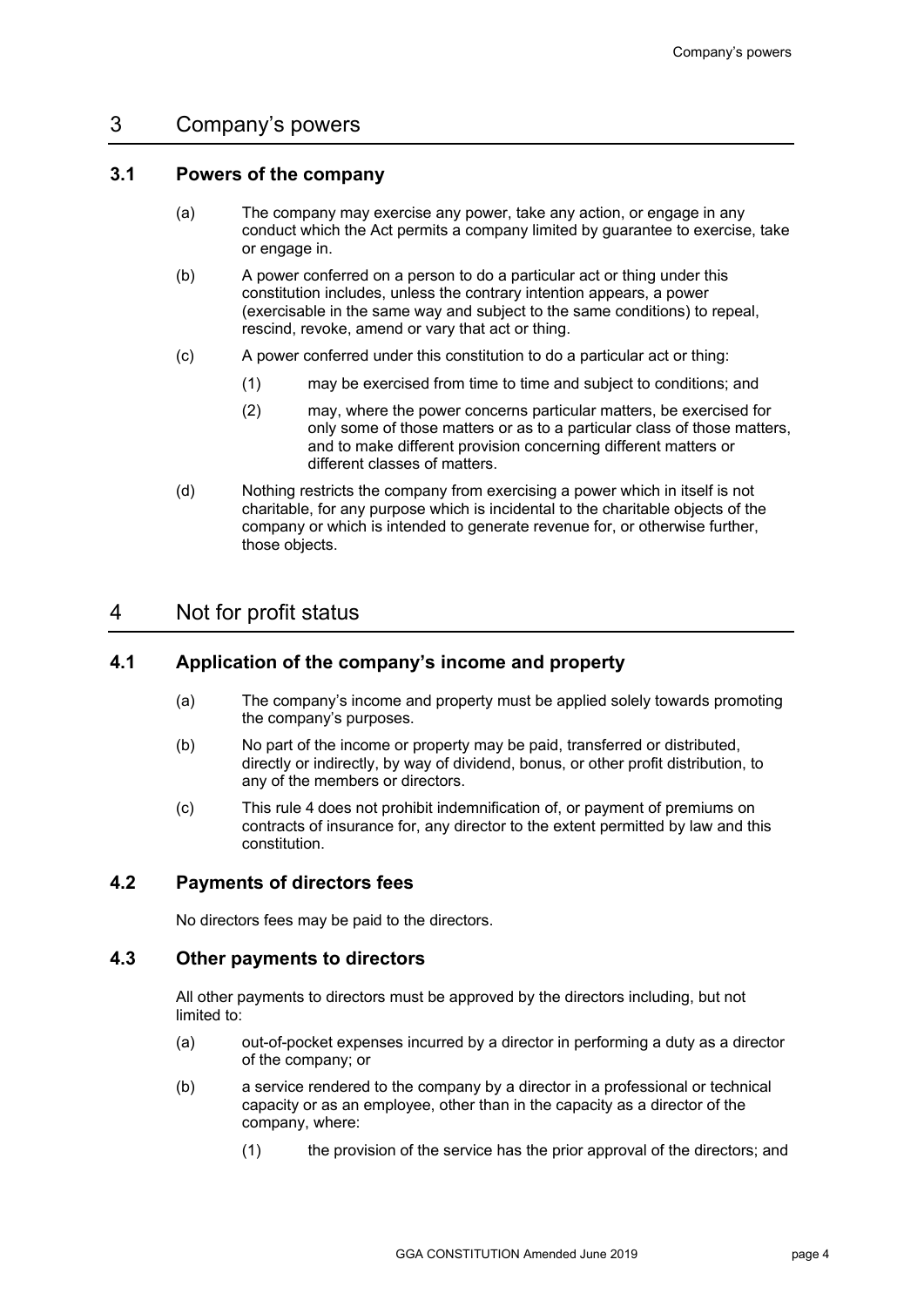# 3 Company's powers

## 3.1 Powers of the company

(a) The company may exercise any power, take any action, or engage in any conduct which the Act permits a company limited by guarantee to exercise, take or engage in.

(b) A power conferred on a person to do a particular act or thing under this constitution includes, unless the contrary intention appears, a power (exercisable in the same way and subject to the same conditions) to repeal, rescind, revoke, amend or vary that act or thing.

(c) A power conferred under this constitution to do a particular act or thing:

(1) may be exercised from time to time and subject to conditions; and

(2) may, where the power concerns particular matters, be exercised for only some of those matters or as to a particular class of those matters, and to make different provision concerning different matters or different classes of matters.

(d) Nothing restricts the company from exercising a power which in itself is not charitable, for any purpose which is incidental to the charitable objects of the company or which is intended to generate revenue for, or otherwise further, those objects.

# 4 Not for profit status

## 4.1 Application of the company's income and property

(a) The company's income and property must be applied solely towards promoting the company's purposes.

(b) No part of the income or property may be paid, transferred or distributed, directly or indirectly, by way of dividend, bonus, or other profit distribution, to any of the members or directors.

(c) This rule 4 does not prohibit indemnification of, or payment of premiums on contracts of insurance for, any director to the extent permitted by law and this constitution.

## 4.2 Payments of directors fees

No directors fees may be paid to the directors.

## 4.3 Other payments to directors

All other payments to directors must be approved by the directors including, but not limited to:

(a) out-of-pocket expenses incurred by a director in performing a duty as a director of the company; or

(b) a service rendered to the company by a director in a professional or technical capacity or as an employee, other than in the capacity as a director of the company, where:

(1) the provision of the service has the prior approval of the directors; and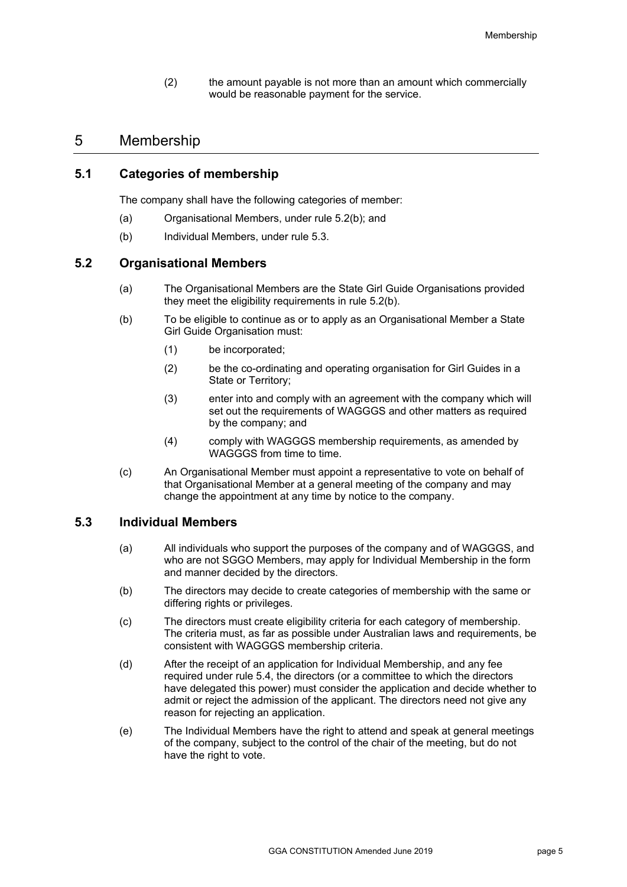(2) the amount payable is not more than an amount which commercially would be reasonable payment for the service.

# 5 Membership

## 5.1 Categories of membership

The company shall have the following categories of member:

(a) Organisational Members, under rule 5.2(b); and

(b) Individual Members, under rule 5.3.

## 5.2 Organisational Members

(a) The Organisational Members are the State Girl Guide Organisations provided they meet the eligibility requirements in rule 5.2(b).

(b) To be eligible to continue as or to apply as an Organisational Member a State Girl Guide Organisation must:

(1) be incorporated;

(2) be the co-ordinating and operating organisation for Girl Guides in a State or Territory;

(3) enter into and comply with an agreement with the company which will set out the requirements of WAGGGS and other matters as required by the company; and

(4) comply with WAGGGS membership requirements, as amended by WAGGGS from time to time.

(c) An Organisational Member must appoint a representative to vote on behalf of that Organisational Member at a general meeting of the company and may change the appointment at any time by notice to the company.

## 5.3 Individual Members

(a) All individuals who support the purposes of the company and of WAGGGS, and who are not SGGO Members, may apply for Individual Membership in the form and manner decided by the directors.

(b) The directors may decide to create categories of membership with the same or differing rights or privileges.

(c) The directors must create eligibility criteria for each category of membership. The criteria must, as far as possible under Australian laws and requirements, be consistent with WAGGGS membership criteria.

(d) After the receipt of an application for Individual Membership, and any fee required under rule 5.4, the directors (or a committee to which the directors have delegated this power) must consider the application and decide whether to admit or reject the admission of the applicant. The directors need not give any reason for rejecting an application.

(e) The Individual Members have the right to attend and speak at general meetings of the company, subject to the control of the chair of the meeting, but do not have the right to vote.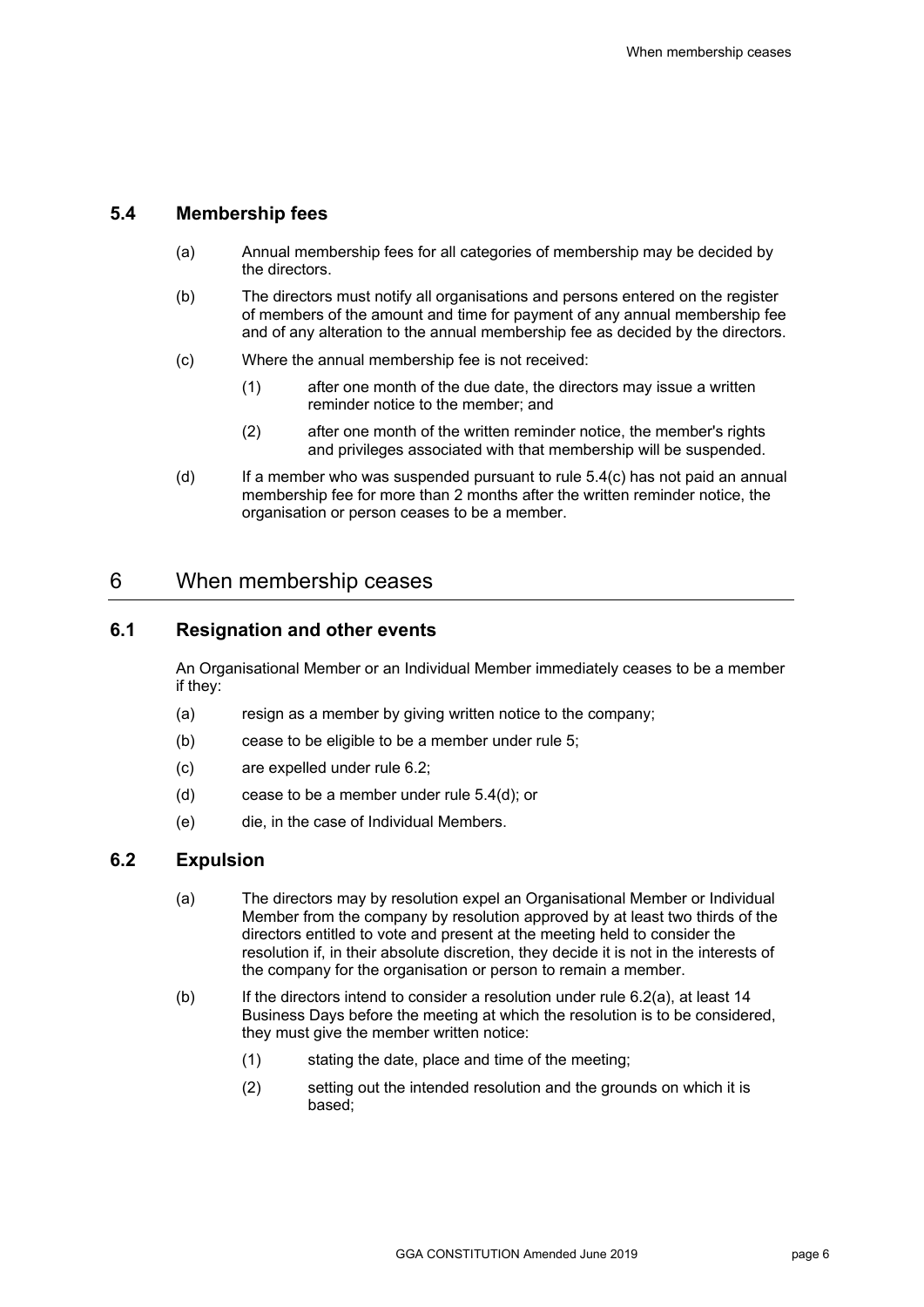### 5.4 Membership fees

(a) Annual membership fees for all categories of membership may be decided by the directors.

(b) The directors must notify all organisations and persons entered on the register of members of the amount and time for payment of any annual membership fee and of any alteration to the annual membership fee as decided by the directors.

(c) Where the annual membership fee is not received:

(1) after one month of the due date, the directors may issue a written reminder notice to the member; and

(2) after one month of the written reminder notice, the member's rights and privileges associated with that membership will be suspended.

(d) If a member who was suspended pursuant to rule 5.4(c) has not paid an annual membership fee for more than 2 months after the written reminder notice, the organisation or person ceases to be a member.

## 6 When membership ceases

### 6.1 Resignation and other events

An Organisational Member or an Individual Member immediately ceases to be a member if they:

(a) resign as a member by giving written notice to the company;

(b) cease to be eligible to be a member under rule 5;

(c) are expelled under rule 6.2;

(d) cease to be a member under rule 5.4(d); or

(e) die, in the case of Individual Members.

### 6.2 Expulsion

(a) The directors may by resolution expel an Organisational Member or Individual Member from the company by resolution approved by at least two thirds of the directors entitled to vote and present at the meeting held to consider the resolution if, in their absolute discretion, they decide it is not in the interests of the company for the organisation or person to remain a member.

(b) If the directors intend to consider a resolution under rule 6.2(a), at least 14 Business Days before the meeting at which the resolution is to be considered, they must give the member written notice:

(1) stating the date, place and time of the meeting;

(2) setting out the intended resolution and the grounds on which it is based;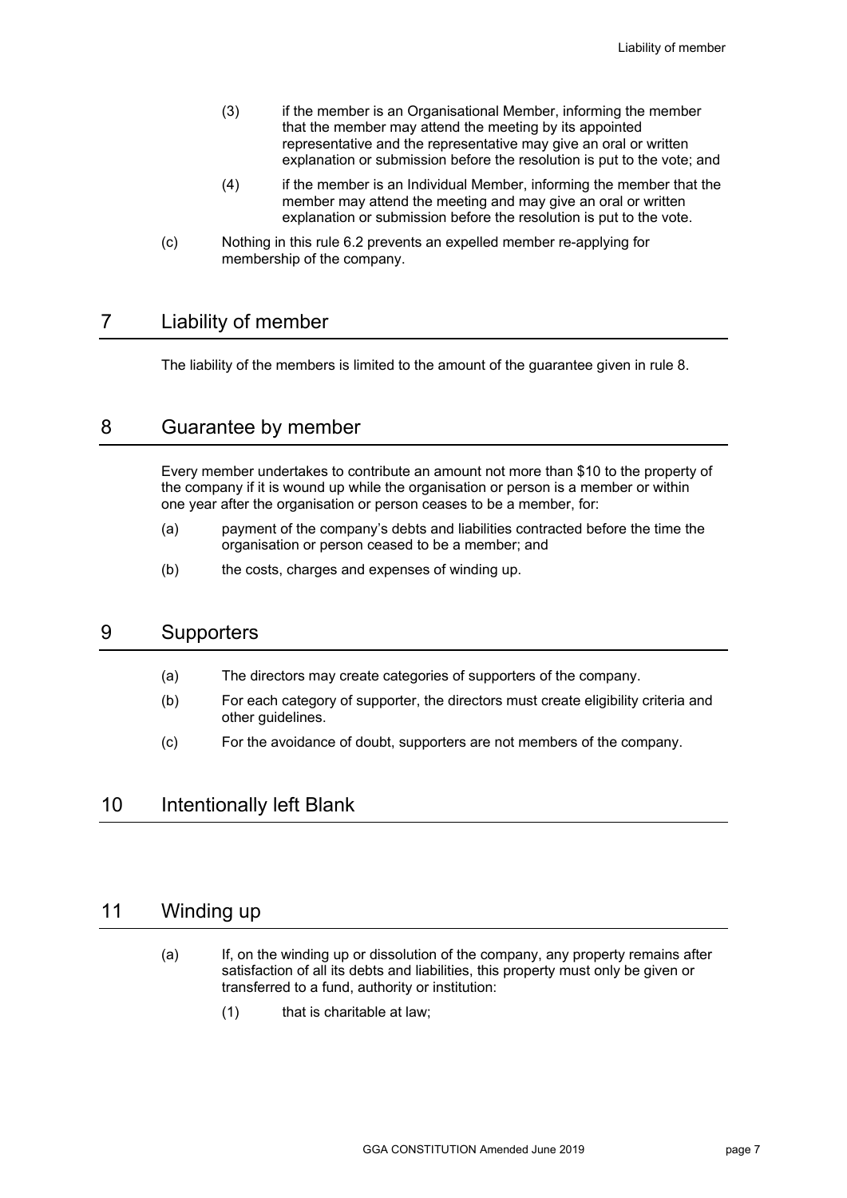(3) if the member is an Organisational Member, informing the member that the member may attend the meeting by its appointed representative and the representative may give an oral or written explanation or submission before the resolution is put to the vote; and

(4) if the member is an Individual Member, informing the member that the member may attend the meeting and may give an oral or written explanation or submission before the resolution is put to the vote.

(c) Nothing in this rule 6.2 prevents an expelled member re-applying for membership of the company.

## 7 Liability of member

The liability of the members is limited to the amount of the guarantee given in rule 8.

## 8 Guarantee by member

Every member undertakes to contribute an amount not more than $10 to the property of the company if it is wound up while the organisation or person is a member or within one year after the organisation or person ceases to be a member, for:

(a) payment of the company's debts and liabilities contracted before the time the organisation or person ceased to be a member; and

(b) the costs, charges and expenses of winding up.

## 9 Supporters

(a) The directors may create categories of supporters of the company.

(b) For each category of supporter, the directors must create eligibility criteria and other guidelines.

(c) For the avoidance of doubt, supporters are not members of the company.

## 10 Intentionally left Blank

## 11 Winding up

(a) If, on the winding up or dissolution of the company, any property remains after satisfaction of all its debts and liabilities, this property must only be given or transferred to a fund, authority or institution:

(1) that is charitable at law;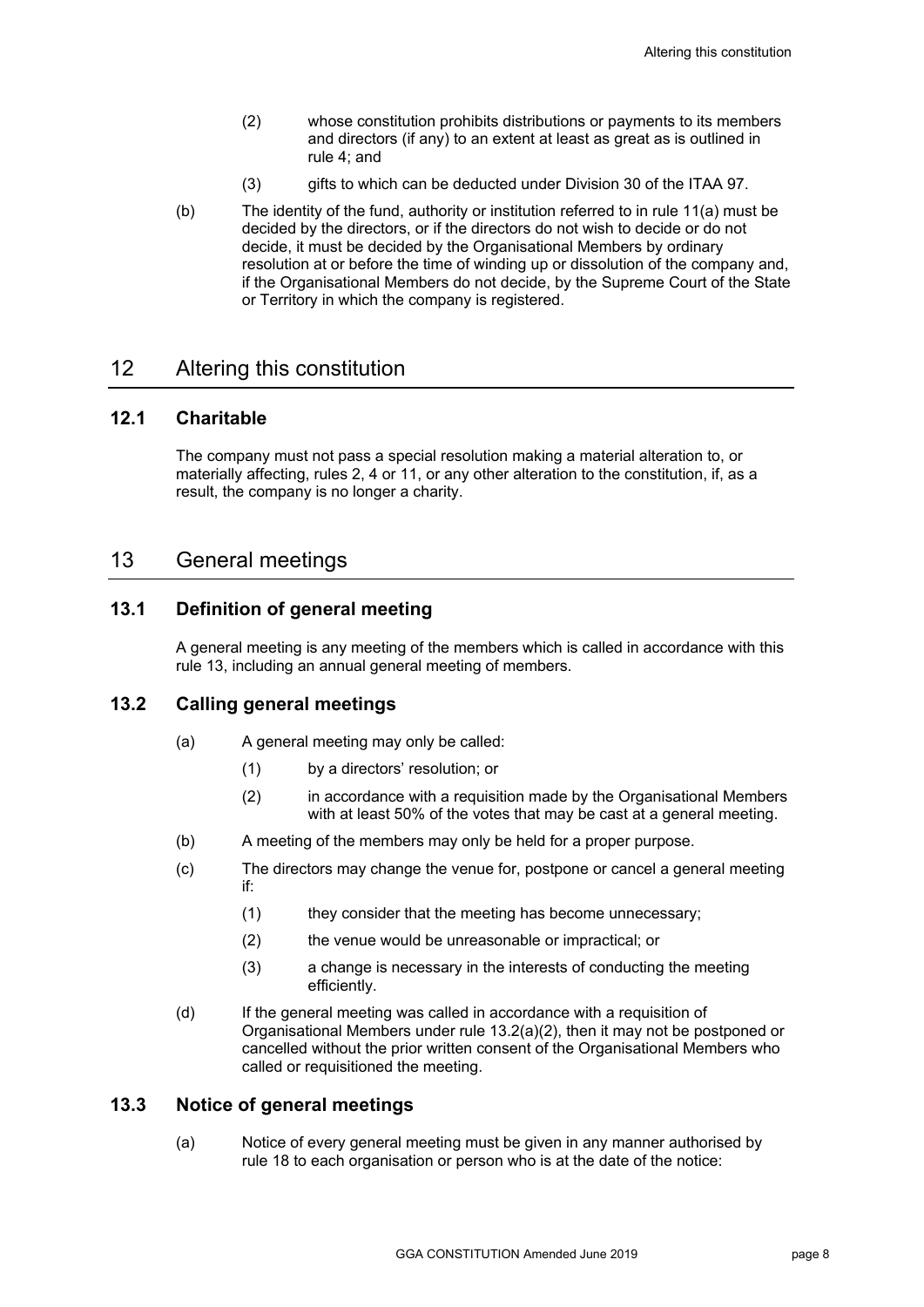(2) whose constitution prohibits distributions or payments to its members and directors (if any) to an extent at least as great as is outlined in rule 4; and

(3) gifts to which can be deducted under Division 30 of the ITAA 97.

(b) The identity of the fund, authority or institution referred to in rule 11(a) must be decided by the directors, or if the directors do not wish to decide or do not decide, it must be decided by the Organisational Members by ordinary resolution at or before the time of winding up or dissolution of the company and, if the Organisational Members do not decide, by the Supreme Court of the State or Territory in which the company is registered.

# 12 Altering this constitution

## 12.1 Charitable

The company must not pass a special resolution making a material alteration to, or materially affecting, rules 2, 4 or 11, or any other alteration to the constitution, if, as a result, the company is no longer a charity.

# 13 General meetings

## 13.1 Definition of general meeting

A general meeting is any meeting of the members which is called in accordance with this rule 13, including an annual general meeting of members.

## 13.2 Calling general meetings

(a) A general meeting may only be called:

(1) by a directors' resolution; or

(2) in accordance with a requisition made by the Organisational Members with at least 50% of the votes that may be cast at a general meeting.

(b) A meeting of the members may only be held for a proper purpose.

(c) The directors may change the venue for, postpone or cancel a general meeting if:

(1) they consider that the meeting has become unnecessary;

(2) the venue would be unreasonable or impractical; or

(3) a change is necessary in the interests of conducting the meeting efficiently.

(d) If the general meeting was called in accordance with a requisition of Organisational Members under rule 13.2(a)(2), then it may not be postponed or cancelled without the prior written consent of the Organisational Members who called or requisitioned the meeting.

## 13.3 Notice of general meetings

(a) Notice of every general meeting must be given in any manner authorised by rule 18 to each organisation or person who is at the date of the notice: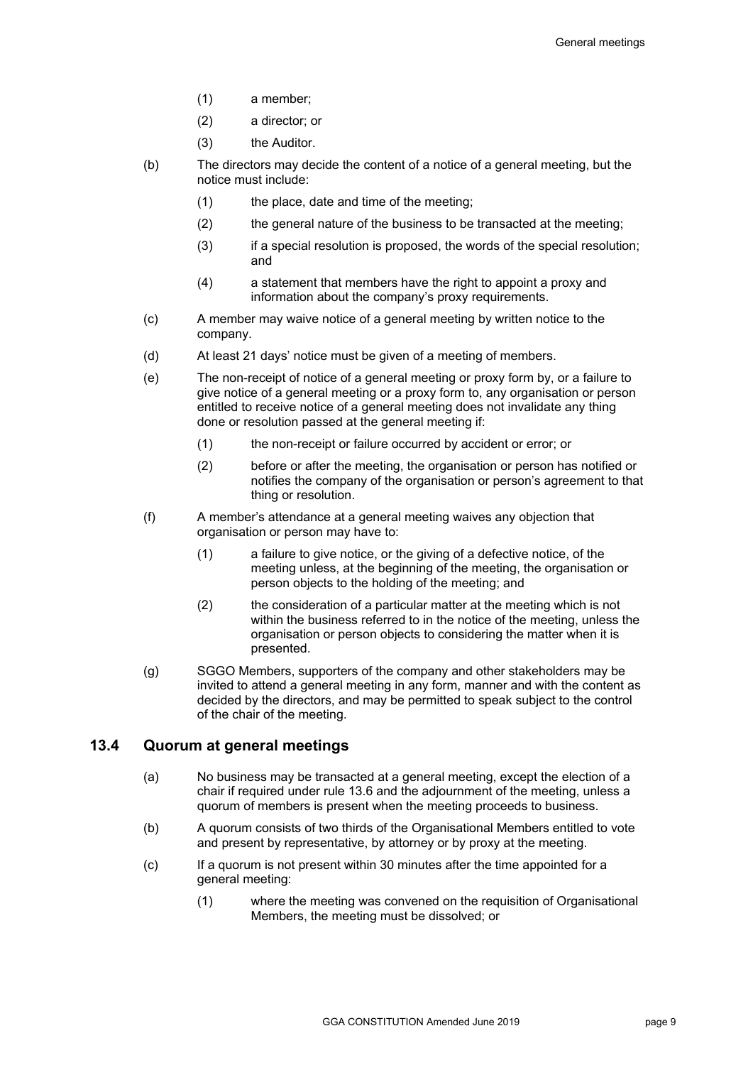(1) a member;

(2) a director; or

(3) the Auditor.

(b) The directors may decide the content of a notice of a general meeting, but the notice must include:

(1) the place, date and time of the meeting;

(2) the general nature of the business to be transacted at the meeting;

(3) if a special resolution is proposed, the words of the special resolution; and

(4) a statement that members have the right to appoint a proxy and information about the company's proxy requirements.

(c) A member may waive notice of a general meeting by written notice to the company.

(d) At least 21 days' notice must be given of a meeting of members.

(e) The non-receipt of notice of a general meeting or proxy form by, or a failure to give notice of a general meeting or a proxy form to, any organisation or person entitled to receive notice of a general meeting does not invalidate any thing done or resolution passed at the general meeting if:

(1) the non-receipt or failure occurred by accident or error; or

(2) before or after the meeting, the organisation or person has notified or notifies the company of the organisation or person's agreement to that thing or resolution.

(f) A member's attendance at a general meeting waives any objection that organisation or person may have to:

(1) a failure to give notice, or the giving of a defective notice, of the meeting unless, at the beginning of the meeting, the organisation or person objects to the holding of the meeting; and

(2) the consideration of a particular matter at the meeting which is not within the business referred to in the notice of the meeting, unless the organisation or person objects to considering the matter when it is presented.

(g) SGGO Members, supporters of the company and other stakeholders may be invited to attend a general meeting in any form, manner and with the content as decided by the directors, and may be permitted to speak subject to the control of the chair of the meeting.

## 13.4 Quorum at general meetings

(a) No business may be transacted at a general meeting, except the election of a chair if required under rule 13.6 and the adjournment of the meeting, unless a quorum of members is present when the meeting proceeds to business.

(b) A quorum consists of two thirds of the Organisational Members entitled to vote and present by representative, by attorney or by proxy at the meeting.

(c) If a quorum is not present within 30 minutes after the time appointed for a general meeting:

(1) where the meeting was convened on the requisition of Organisational Members, the meeting must be dissolved; or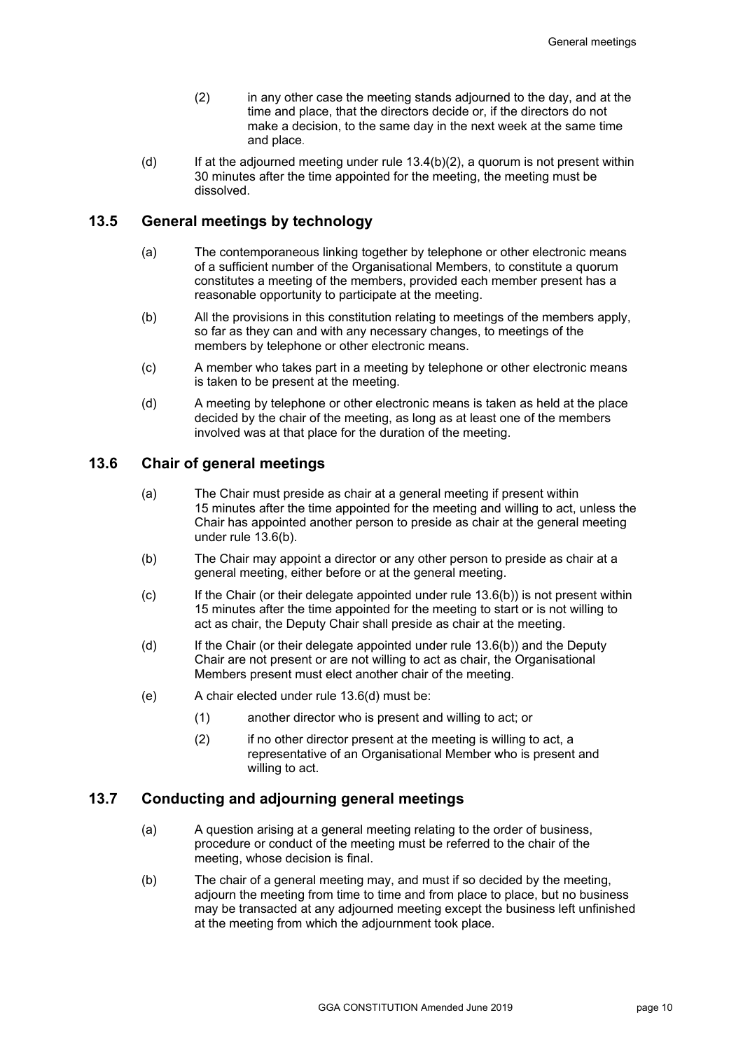(2) in any other case the meeting stands adjourned to the day, and at the time and place, that the directors decide or, if the directors do not make a decision, to the same day in the next week at the same time and place.

(d) If at the adjourned meeting under rule 13.4(b)(2), a quorum is not present within 30 minutes after the time appointed for the meeting, the meeting must be dissolved.

## 13.5 General meetings by technology

(a) The contemporaneous linking together by telephone or other electronic means of a sufficient number of the Organisational Members, to constitute a quorum constitutes a meeting of the members, provided each member present has a reasonable opportunity to participate at the meeting.

(b) All the provisions in this constitution relating to meetings of the members apply, so far as they can and with any necessary changes, to meetings of the members by telephone or other electronic means.

(c) A member who takes part in a meeting by telephone or other electronic means is taken to be present at the meeting.

(d) A meeting by telephone or other electronic means is taken as held at the place decided by the chair of the meeting, as long as at least one of the members involved was at that place for the duration of the meeting.

## 13.6 Chair of general meetings

(a) The Chair must preside as chair at a general meeting if present within 15 minutes after the time appointed for the meeting and willing to act, unless the Chair has appointed another person to preside as chair at the general meeting under rule 13.6(b).

(b) The Chair may appoint a director or any other person to preside as chair at a general meeting, either before or at the general meeting.

(c) If the Chair (or their delegate appointed under rule 13.6(b)) is not present within 15 minutes after the time appointed for the meeting to start or is not willing to act as chair, the Deputy Chair shall preside as chair at the meeting.

(d) If the Chair (or their delegate appointed under rule 13.6(b)) and the Deputy Chair are not present or are not willing to act as chair, the Organisational Members present must elect another chair of the meeting.

(e) A chair elected under rule 13.6(d) must be:

(1) another director who is present and willing to act; or

(2) if no other director present at the meeting is willing to act, a representative of an Organisational Member who is present and willing to act.

## 13.7 Conducting and adjourning general meetings

(a) A question arising at a general meeting relating to the order of business, procedure or conduct of the meeting must be referred to the chair of the meeting, whose decision is final.

(b) The chair of a general meeting may, and must if so decided by the meeting, adjourn the meeting from time to time and from place to place, but no business may be transacted at any adjourned meeting except the business left unfinished at the meeting from which the adjournment took place.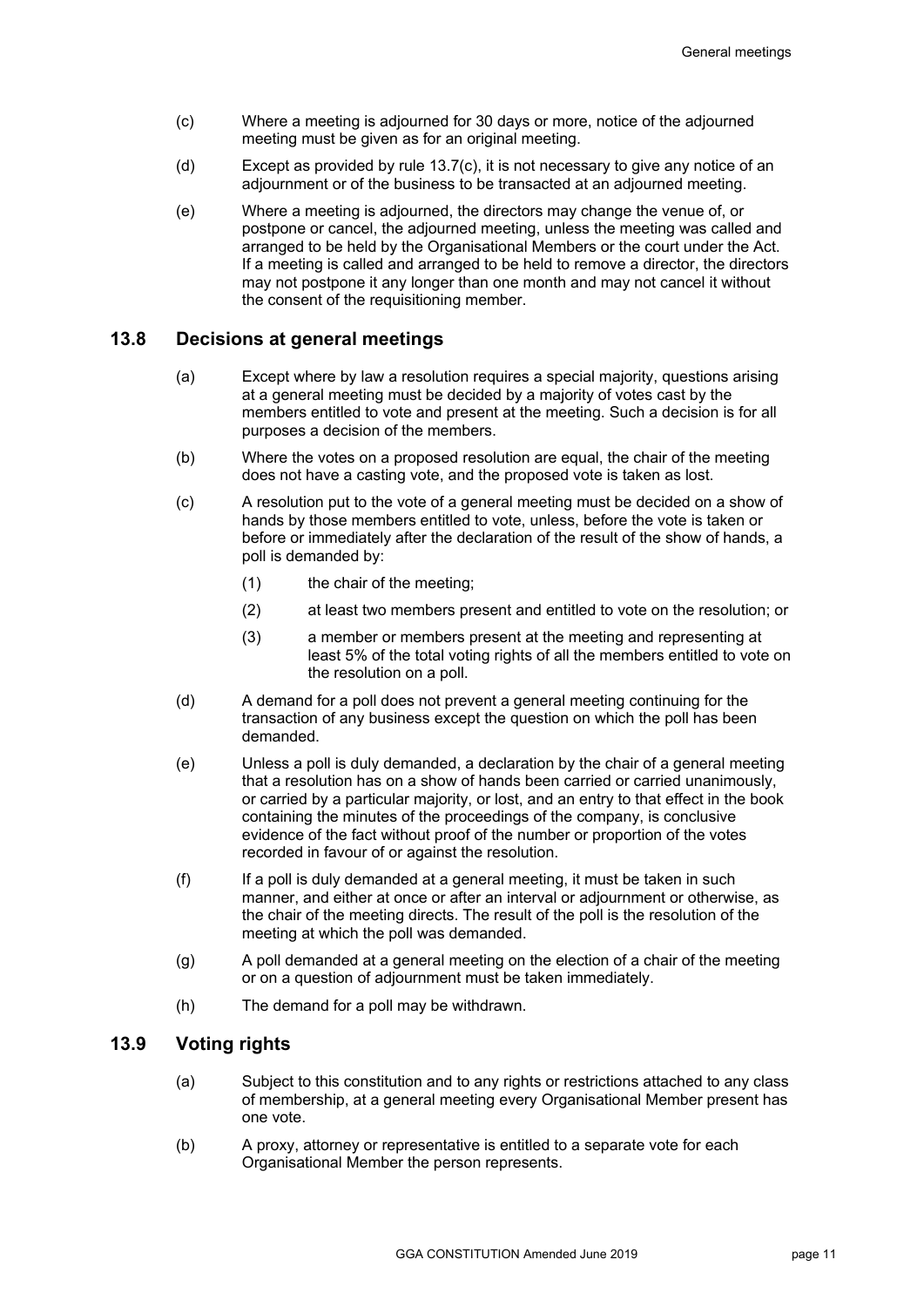(c) Where a meeting is adjourned for 30 days or more, notice of the adjourned meeting must be given as for an original meeting.

(d) Except as provided by rule 13.7(c), it is not necessary to give any notice of an adjournment or of the business to be transacted at an adjourned meeting.

(e) Where a meeting is adjourned, the directors may change the venue of, or postpone or cancel, the adjourned meeting, unless the meeting was called and arranged to be held by the Organisational Members or the court under the Act. If a meeting is called and arranged to be held to remove a director, the directors may not postpone it any longer than one month and may not cancel it without the consent of the requisitioning member.

## 13.8 Decisions at general meetings

(a) Except where by law a resolution requires a special majority, questions arising at a general meeting must be decided by a majority of votes cast by the members entitled to vote and present at the meeting. Such a decision is for all purposes a decision of the members.

(b) Where the votes on a proposed resolution are equal, the chair of the meeting does not have a casting vote, and the proposed vote is taken as lost.

(c) A resolution put to the vote of a general meeting must be decided on a show of hands by those members entitled to vote, unless, before the vote is taken or before or immediately after the declaration of the result of the show of hands, a poll is demanded by:

  (1) the chair of the meeting;

  (2) at least two members present and entitled to vote on the resolution; or

  (3) a member or members present at the meeting and representing at least 5% of the total voting rights of all the members entitled to vote on the resolution on a poll.

(d) A demand for a poll does not prevent a general meeting continuing for the transaction of any business except the question on which the poll has been demanded.

(e) Unless a poll is duly demanded, a declaration by the chair of a general meeting that a resolution has on a show of hands been carried or carried unanimously, or carried by a particular majority, or lost, and an entry to that effect in the book containing the minutes of the proceedings of the company, is conclusive evidence of the fact without proof of the number or proportion of the votes recorded in favour of or against the resolution.

(f) If a poll is duly demanded at a general meeting, it must be taken in such manner, and either at once or after an interval or adjournment or otherwise, as the chair of the meeting directs. The result of the poll is the resolution of the meeting at which the poll was demanded.

(g) A poll demanded at a general meeting on the election of a chair of the meeting or on a question of adjournment must be taken immediately.

(h) The demand for a poll may be withdrawn.

## 13.9 Voting rights

(a) Subject to this constitution and to any rights or restrictions attached to any class of membership, at a general meeting every Organisational Member present has one vote.

(b) A proxy, attorney or representative is entitled to a separate vote for each Organisational Member the person represents.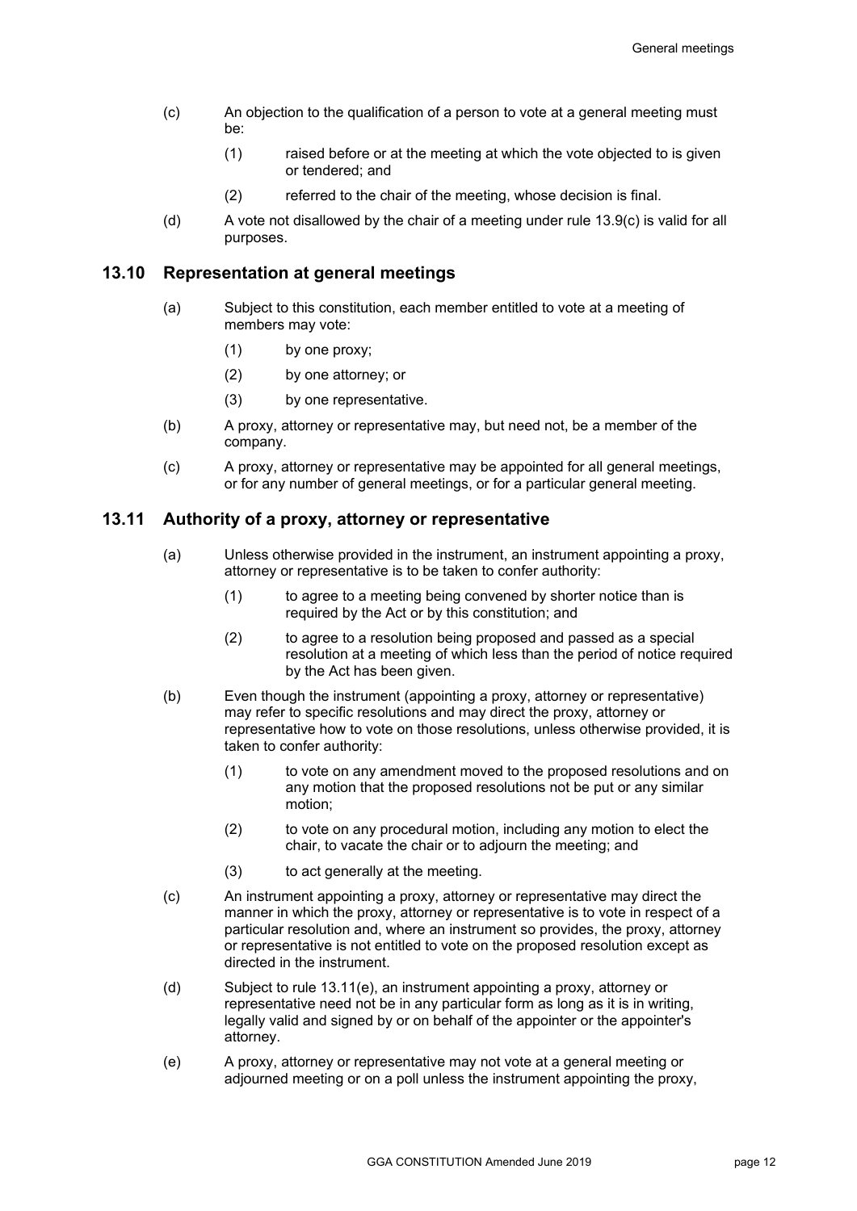(c) An objection to the qualification of a person to vote at a general meeting must be:

    (1) raised before or at the meeting at which the vote objected to is given or tendered; and

    (2) referred to the chair of the meeting, whose decision is final.

(d) A vote not disallowed by the chair of a meeting under rule 13.9(c) is valid for all purposes.

## 13.10 Representation at general meetings

(a) Subject to this constitution, each member entitled to vote at a meeting of members may vote:

    (1) by one proxy;

    (2) by one attorney; or

    (3) by one representative.

(b) A proxy, attorney or representative may, but need not, be a member of the company.

(c) A proxy, attorney or representative may be appointed for all general meetings, or for any number of general meetings, or for a particular general meeting.

## 13.11 Authority of a proxy, attorney or representative

(a) Unless otherwise provided in the instrument, an instrument appointing a proxy, attorney or representative is to be taken to confer authority:

    (1) to agree to a meeting being convened by shorter notice than is required by the Act or by this constitution; and

    (2) to agree to a resolution being proposed and passed as a special resolution at a meeting of which less than the period of notice required by the Act has been given.

(b) Even though the instrument (appointing a proxy, attorney or representative) may refer to specific resolutions and may direct the proxy, attorney or representative how to vote on those resolutions, unless otherwise provided, it is taken to confer authority:

    (1) to vote on any amendment moved to the proposed resolutions and on any motion that the proposed resolutions not be put or any similar motion;

    (2) to vote on any procedural motion, including any motion to elect the chair, to vacate the chair or to adjourn the meeting; and

    (3) to act generally at the meeting.

(c) An instrument appointing a proxy, attorney or representative may direct the manner in which the proxy, attorney or representative is to vote in respect of a particular resolution and, where an instrument so provides, the proxy, attorney or representative is not entitled to vote on the proposed resolution except as directed in the instrument.

(d) Subject to rule 13.11(e), an instrument appointing a proxy, attorney or representative need not be in any particular form as long as it is in writing, legally valid and signed by or on behalf of the appointer or the appointer's attorney.

(e) A proxy, attorney or representative may not vote at a general meeting or adjourned meeting or on a poll unless the instrument appointing the proxy,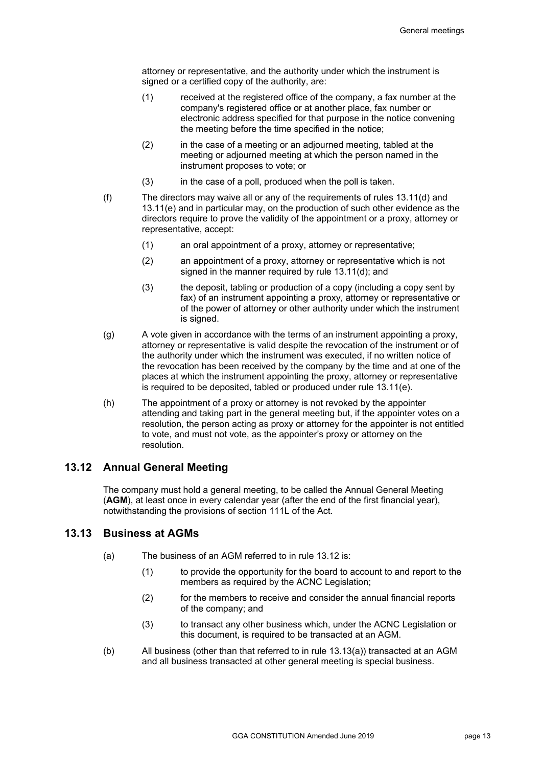attorney or representative, and the authority under which the instrument is signed or a certified copy of the authority, are:

(1) received at the registered office of the company, a fax number at the company's registered office or at another place, fax number or electronic address specified for that purpose in the notice convening the meeting before the time specified in the notice;

(2) in the case of a meeting or an adjourned meeting, tabled at the meeting or adjourned meeting at which the person named in the instrument proposes to vote; or

(3) in the case of a poll, produced when the poll is taken.

(f) The directors may waive all or any of the requirements of rules 13.11(d) and 13.11(e) and in particular may, on the production of such other evidence as the directors require to prove the validity of the appointment or a proxy, attorney or representative, accept:

(1) an oral appointment of a proxy, attorney or representative;

(2) an appointment of a proxy, attorney or representative which is not signed in the manner required by rule 13.11(d); and

(3) the deposit, tabling or production of a copy (including a copy sent by fax) of an instrument appointing a proxy, attorney or representative or of the power of attorney or other authority under which the instrument is signed.

(g) A vote given in accordance with the terms of an instrument appointing a proxy, attorney or representative is valid despite the revocation of the instrument or of the authority under which the instrument was executed, if no written notice of the revocation has been received by the company by the time and at one of the places at which the instrument appointing the proxy, attorney or representative is required to be deposited, tabled or produced under rule 13.11(e).

(h) The appointment of a proxy or attorney is not revoked by the appointer attending and taking part in the general meeting but, if the appointer votes on a resolution, the person acting as proxy or attorney for the appointer is not entitled to vote, and must not vote, as the appointer's proxy or attorney on the resolution.

## 13.12 Annual General Meeting

The company must hold a general meeting, to be called the Annual General Meeting (**AGM**), at least once in every calendar year (after the end of the first financial year), notwithstanding the provisions of section 111L of the Act.

## 13.13 Business at AGMs

(a) The business of an AGM referred to in rule 13.12 is:

(1) to provide the opportunity for the board to account to and report to the members as required by the ACNC Legislation;

(2) for the members to receive and consider the annual financial reports of the company; and

(3) to transact any other business which, under the ACNC Legislation or this document, is required to be transacted at an AGM.

(b) All business (other than that referred to in rule 13.13(a)) transacted at an AGM and all business transacted at other general meeting is special business.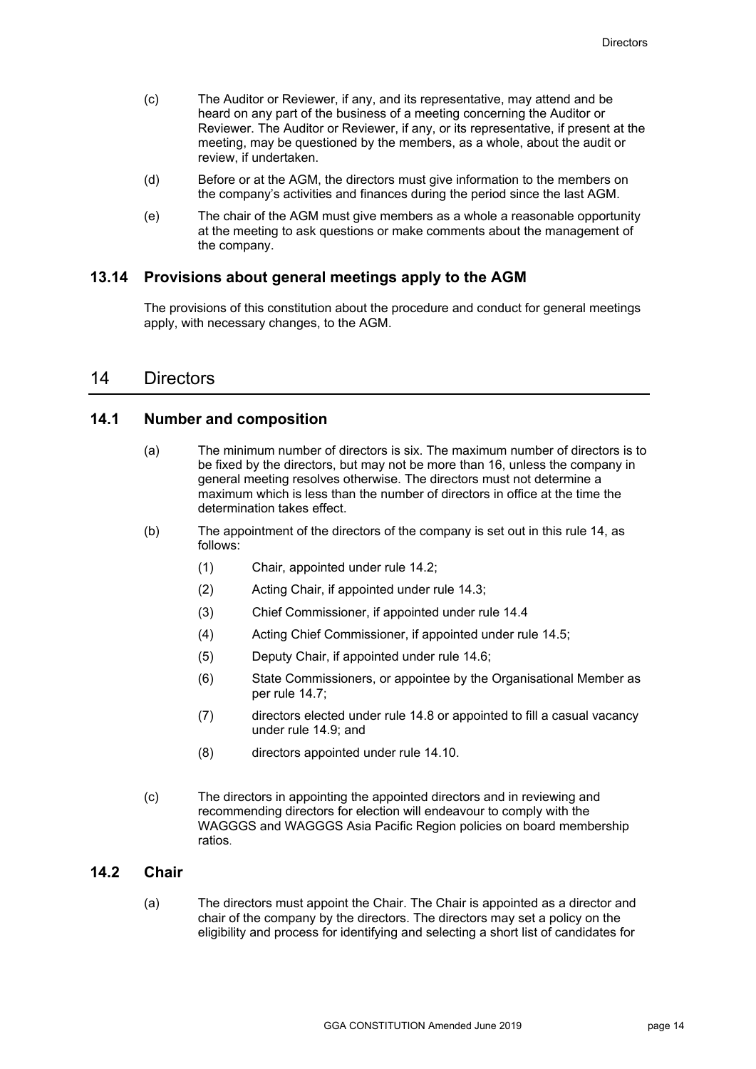(c) The Auditor or Reviewer, if any, and its representative, may attend and be heard on any part of the business of a meeting concerning the Auditor or Reviewer. The Auditor or Reviewer, if any, or its representative, if present at the meeting, may be questioned by the members, as a whole, about the audit or review, if undertaken.

(d) Before or at the AGM, the directors must give information to the members on the company's activities and finances during the period since the last AGM.

(e) The chair of the AGM must give members as a whole a reasonable opportunity at the meeting to ask questions or make comments about the management of the company.

### 13.14 Provisions about general meetings apply to the AGM

The provisions of this constitution about the procedure and conduct for general meetings apply, with necessary changes, to the AGM.

## 14 Directors

### 14.1 Number and composition

(a) The minimum number of directors is six. The maximum number of directors is to be fixed by the directors, but may not be more than 16, unless the company in general meeting resolves otherwise. The directors must not determine a maximum which is less than the number of directors in office at the time the determination takes effect.

(b) The appointment of the directors of the company is set out in this rule 14, as follows:

(1) Chair, appointed under rule 14.2;

(2) Acting Chair, if appointed under rule 14.3;

(3) Chief Commissioner, if appointed under rule 14.4

(4) Acting Chief Commissioner, if appointed under rule 14.5;

(5) Deputy Chair, if appointed under rule 14.6;

(6) State Commissioners, or appointee by the Organisational Member as per rule 14.7;

(7) directors elected under rule 14.8 or appointed to fill a casual vacancy under rule 14.9; and

(8) directors appointed under rule 14.10.

(c) The directors in appointing the appointed directors and in reviewing and recommending directors for election will endeavour to comply with the WAGGGS and WAGGGS Asia Pacific Region policies on board membership ratios.

### 14.2 Chair

(a) The directors must appoint the Chair. The Chair is appointed as a director and chair of the company by the directors. The directors may set a policy on the eligibility and process for identifying and selecting a short list of candidates for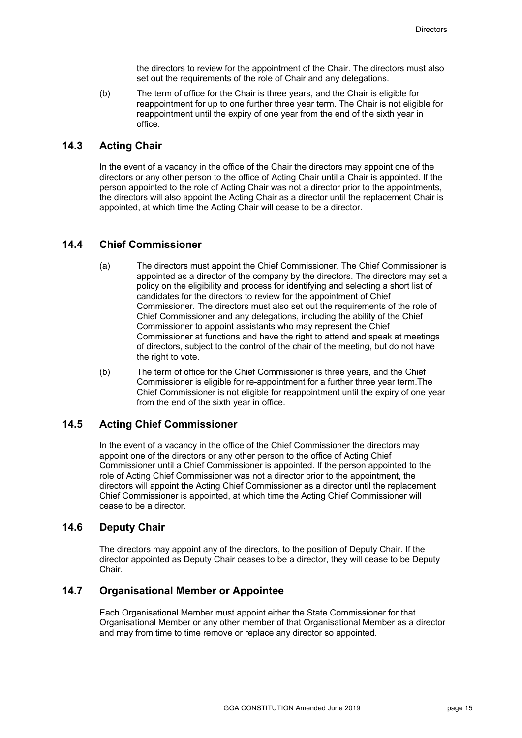the directors to review for the appointment of the Chair. The directors must also set out the requirements of the role of Chair and any delegations.

(b) The term of office for the Chair is three years, and the Chair is eligible for reappointment for up to one further three year term. The Chair is not eligible for reappointment until the expiry of one year from the end of the sixth year in office.

## 14.3 Acting Chair

In the event of a vacancy in the office of the Chair the directors may appoint one of the directors or any other person to the office of Acting Chair until a Chair is appointed. If the person appointed to the role of Acting Chair was not a director prior to the appointments, the directors will also appoint the Acting Chair as a director until the replacement Chair is appointed, at which time the Acting Chair will cease to be a director.

## 14.4 Chief Commissioner

(a) The directors must appoint the Chief Commissioner. The Chief Commissioner is appointed as a director of the company by the directors. The directors may set a policy on the eligibility and process for identifying and selecting a short list of candidates for the directors to review for the appointment of Chief Commissioner. The directors must also set out the requirements of the role of Chief Commissioner and any delegations, including the ability of the Chief Commissioner to appoint assistants who may represent the Chief Commissioner at functions and have the right to attend and speak at meetings of directors, subject to the control of the chair of the meeting, but do not have the right to vote.

(b) The term of office for the Chief Commissioner is three years, and the Chief Commissioner is eligible for re-appointment for a further three year term.The Chief Commissioner is not eligible for reappointment until the expiry of one year from the end of the sixth year in office.

## 14.5 Acting Chief Commissioner

In the event of a vacancy in the office of the Chief Commissioner the directors may appoint one of the directors or any other person to the office of Acting Chief Commissioner until a Chief Commissioner is appointed. If the person appointed to the role of Acting Chief Commissioner was not a director prior to the appointment, the directors will appoint the Acting Chief Commissioner as a director until the replacement Chief Commissioner is appointed, at which time the Acting Chief Commissioner will cease to be a director.

## 14.6 Deputy Chair

The directors may appoint any of the directors, to the position of Deputy Chair. If the director appointed as Deputy Chair ceases to be a director, they will cease to be Deputy Chair.

## 14.7 Organisational Member or Appointee

Each Organisational Member must appoint either the State Commissioner for that Organisational Member or any other member of that Organisational Member as a director and may from time to time remove or replace any director so appointed.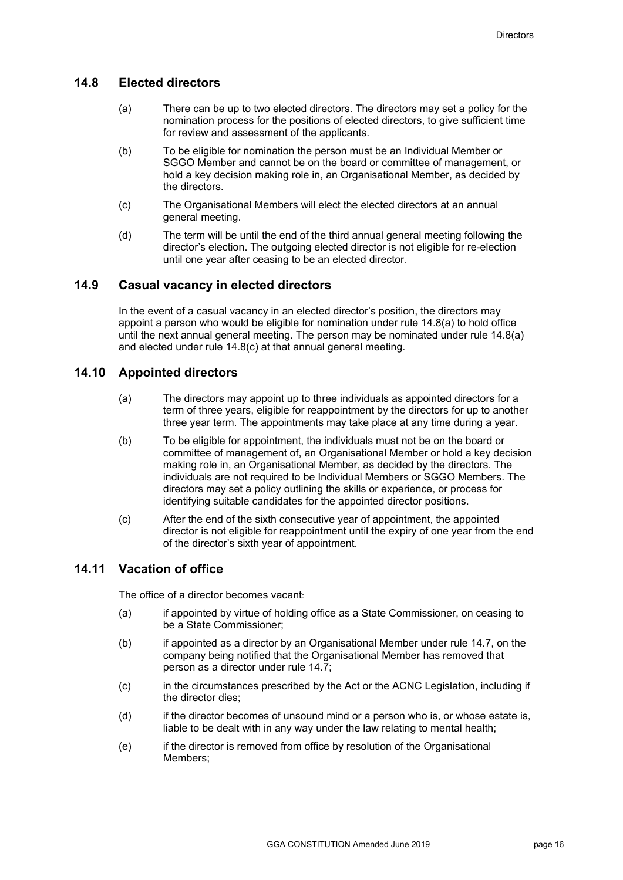## 14.8 Elected directors

(a) There can be up to two elected directors. The directors may set a policy for the nomination process for the positions of elected directors, to give sufficient time for review and assessment of the applicants.

(b) To be eligible for nomination the person must be an Individual Member or SGGO Member and cannot be on the board or committee of management, or hold a key decision making role in, an Organisational Member, as decided by the directors.

(c) The Organisational Members will elect the elected directors at an annual general meeting.

(d) The term will be until the end of the third annual general meeting following the director's election. The outgoing elected director is not eligible for re-election until one year after ceasing to be an elected director.

## 14.9 Casual vacancy in elected directors

In the event of a casual vacancy in an elected director's position, the directors may appoint a person who would be eligible for nomination under rule 14.8(a) to hold office until the next annual general meeting. The person may be nominated under rule 14.8(a) and elected under rule 14.8(c) at that annual general meeting.

## 14.10 Appointed directors

(a) The directors may appoint up to three individuals as appointed directors for a term of three years, eligible for reappointment by the directors for up to another three year term. The appointments may take place at any time during a year.

(b) To be eligible for appointment, the individuals must not be on the board or committee of management of, an Organisational Member or hold a key decision making role in, an Organisational Member, as decided by the directors. The individuals are not required to be Individual Members or SGGO Members. The directors may set a policy outlining the skills or experience, or process for identifying suitable candidates for the appointed director positions.

(c) After the end of the sixth consecutive year of appointment, the appointed director is not eligible for reappointment until the expiry of one year from the end of the director's sixth year of appointment.

## 14.11 Vacation of office

The office of a director becomes vacant:

(a) if appointed by virtue of holding office as a State Commissioner, on ceasing to be a State Commissioner;

(b) if appointed as a director by an Organisational Member under rule 14.7, on the company being notified that the Organisational Member has removed that person as a director under rule 14.7;

(c) in the circumstances prescribed by the Act or the ACNC Legislation, including if the director dies;

(d) if the director becomes of unsound mind or a person who is, or whose estate is, liable to be dealt with in any way under the law relating to mental health;

(e) if the director is removed from office by resolution of the Organisational Members;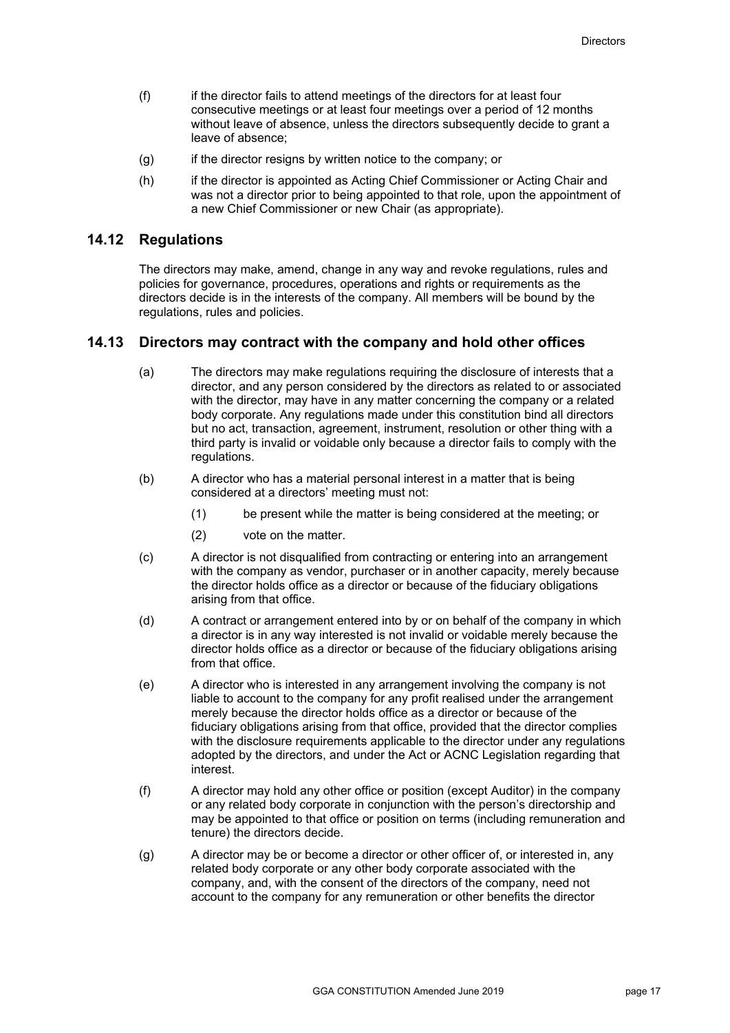(f) if the director fails to attend meetings of the directors for at least four consecutive meetings or at least four meetings over a period of 12 months without leave of absence, unless the directors subsequently decide to grant a leave of absence;

(g) if the director resigns by written notice to the company; or

(h) if the director is appointed as Acting Chief Commissioner or Acting Chair and was not a director prior to being appointed to that role, upon the appointment of a new Chief Commissioner or new Chair (as appropriate).

## 14.12 Regulations

The directors may make, amend, change in any way and revoke regulations, rules and policies for governance, procedures, operations and rights or requirements as the directors decide is in the interests of the company. All members will be bound by the regulations, rules and policies.

## 14.13 Directors may contract with the company and hold other offices

(a) The directors may make regulations requiring the disclosure of interests that a director, and any person considered by the directors as related to or associated with the director, may have in any matter concerning the company or a related body corporate. Any regulations made under this constitution bind all directors but no act, transaction, agreement, instrument, resolution or other thing with a third party is invalid or voidable only because a director fails to comply with the regulations.

(b) A director who has a material personal interest in a matter that is being considered at a directors' meeting must not:

   (1) be present while the matter is being considered at the meeting; or

   (2) vote on the matter.

(c) A director is not disqualified from contracting or entering into an arrangement with the company as vendor, purchaser or in another capacity, merely because the director holds office as a director or because of the fiduciary obligations arising from that office.

(d) A contract or arrangement entered into by or on behalf of the company in which a director is in any way interested is not invalid or voidable merely because the director holds office as a director or because of the fiduciary obligations arising from that office.

(e) A director who is interested in any arrangement involving the company is not liable to account to the company for any profit realised under the arrangement merely because the director holds office as a director or because of the fiduciary obligations arising from that office, provided that the director complies with the disclosure requirements applicable to the director under any regulations adopted by the directors, and under the Act or ACNC Legislation regarding that interest.

(f) A director may hold any other office or position (except Auditor) in the company or any related body corporate in conjunction with the person's directorship and may be appointed to that office or position on terms (including remuneration and tenure) the directors decide.

(g) A director may be or become a director or other officer of, or interested in, any related body corporate or any other body corporate associated with the company, and, with the consent of the directors of the company, need not account to the company for any remuneration or other benefits the director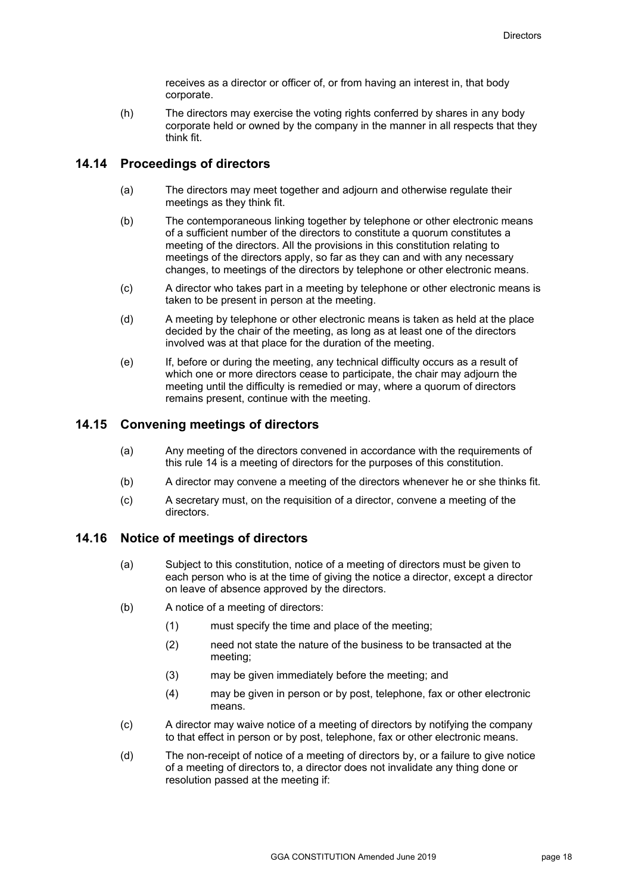receives as a director or officer of, or from having an interest in, that body corporate.

(h) The directors may exercise the voting rights conferred by shares in any body corporate held or owned by the company in the manner in all respects that they think fit.

## 14.14 Proceedings of directors

(a) The directors may meet together and adjourn and otherwise regulate their meetings as they think fit.

(b) The contemporaneous linking together by telephone or other electronic means of a sufficient number of the directors to constitute a quorum constitutes a meeting of the directors. All the provisions in this constitution relating to meetings of the directors apply, so far as they can and with any necessary changes, to meetings of the directors by telephone or other electronic means.

(c) A director who takes part in a meeting by telephone or other electronic means is taken to be present in person at the meeting.

(d) A meeting by telephone or other electronic means is taken as held at the place decided by the chair of the meeting, as long as at least one of the directors involved was at that place for the duration of the meeting.

(e) If, before or during the meeting, any technical difficulty occurs as a result of which one or more directors cease to participate, the chair may adjourn the meeting until the difficulty is remedied or may, where a quorum of directors remains present, continue with the meeting.

## 14.15 Convening meetings of directors

(a) Any meeting of the directors convened in accordance with the requirements of this rule 14 is a meeting of directors for the purposes of this constitution.

(b) A director may convene a meeting of the directors whenever he or she thinks fit.

(c) A secretary must, on the requisition of a director, convene a meeting of the directors.

## 14.16 Notice of meetings of directors

(a) Subject to this constitution, notice of a meeting of directors must be given to each person who is at the time of giving the notice a director, except a director on leave of absence approved by the directors.

(b) A notice of a meeting of directors:

  (1) must specify the time and place of the meeting;

  (2) need not state the nature of the business to be transacted at the meeting;

  (3) may be given immediately before the meeting; and

  (4) may be given in person or by post, telephone, fax or other electronic means.

(c) A director may waive notice of a meeting of directors by notifying the company to that effect in person or by post, telephone, fax or other electronic means.

(d) The non-receipt of notice of a meeting of directors by, or a failure to give notice of a meeting of directors to, a director does not invalidate any thing done or resolution passed at the meeting if: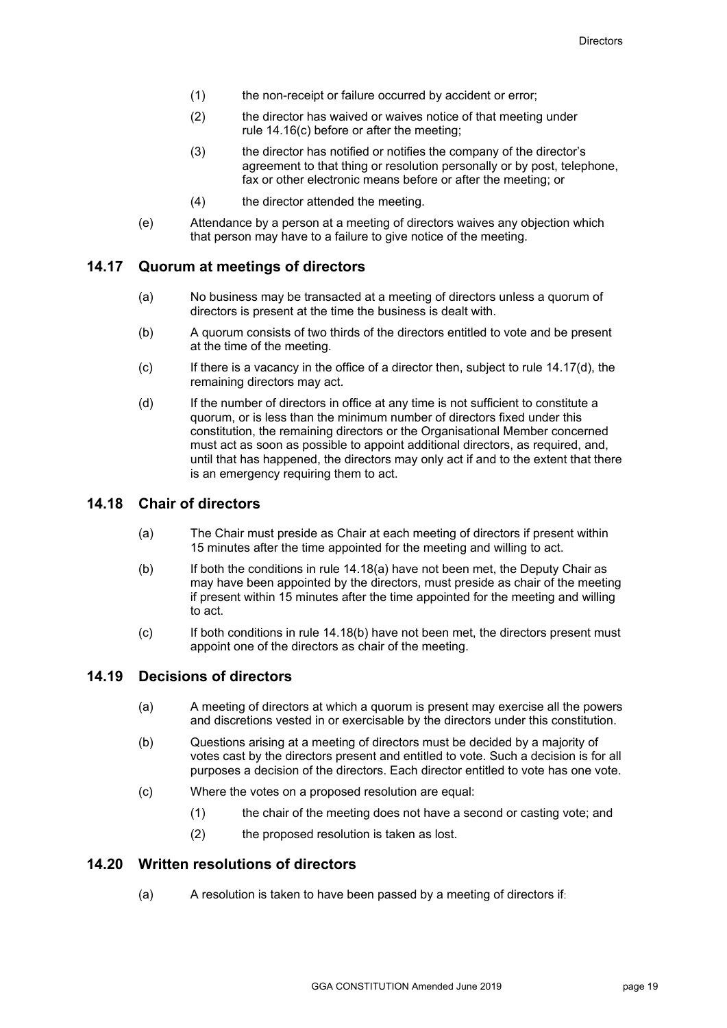(1) the non-receipt or failure occurred by accident or error;

(2) the director has waived or waives notice of that meeting under rule 14.16(c) before or after the meeting;

(3) the director has notified or notifies the company of the director's agreement to that thing or resolution personally or by post, telephone, fax or other electronic means before or after the meeting; or

(4) the director attended the meeting.

(e) Attendance by a person at a meeting of directors waives any objection which that person may have to a failure to give notice of the meeting.

## 14.17 Quorum at meetings of directors

(a) No business may be transacted at a meeting of directors unless a quorum of directors is present at the time the business is dealt with.

(b) A quorum consists of two thirds of the directors entitled to vote and be present at the time of the meeting.

(c) If there is a vacancy in the office of a director then, subject to rule 14.17(d), the remaining directors may act.

(d) If the number of directors in office at any time is not sufficient to constitute a quorum, or is less than the minimum number of directors fixed under this constitution, the remaining directors or the Organisational Member concerned must act as soon as possible to appoint additional directors, as required, and, until that has happened, the directors may only act if and to the extent that there is an emergency requiring them to act.

## 14.18 Chair of directors

(a) The Chair must preside as Chair at each meeting of directors if present within 15 minutes after the time appointed for the meeting and willing to act.

(b) If both the conditions in rule 14.18(a) have not been met, the Deputy Chair as may have been appointed by the directors, must preside as chair of the meeting if present within 15 minutes after the time appointed for the meeting and willing to act.

(c) If both conditions in rule 14.18(b) have not been met, the directors present must appoint one of the directors as chair of the meeting.

## 14.19 Decisions of directors

(a) A meeting of directors at which a quorum is present may exercise all the powers and discretions vested in or exercisable by the directors under this constitution.

(b) Questions arising at a meeting of directors must be decided by a majority of votes cast by the directors present and entitled to vote. Such a decision is for all purposes a decision of the directors. Each director entitled to vote has one vote.

(c) Where the votes on a proposed resolution are equal:

(1) the chair of the meeting does not have a second or casting vote; and

(2) the proposed resolution is taken as lost.

## 14.20 Written resolutions of directors

(a) A resolution is taken to have been passed by a meeting of directors if: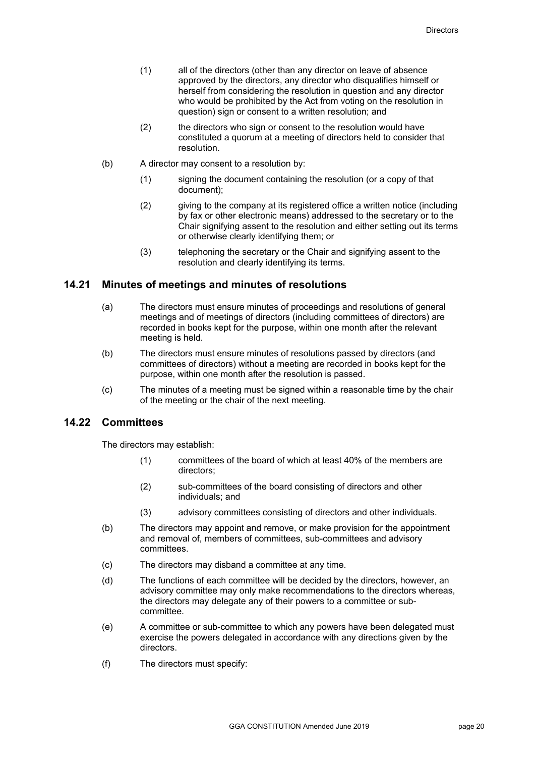(1) all of the directors (other than any director on leave of absence approved by the directors, any director who disqualifies himself or herself from considering the resolution in question and any director who would be prohibited by the Act from voting on the resolution in question) sign or consent to a written resolution; and

(2) the directors who sign or consent to the resolution would have constituted a quorum at a meeting of directors held to consider that resolution.

(b) A director may consent to a resolution by:

(1) signing the document containing the resolution (or a copy of that document);

(2) giving to the company at its registered office a written notice (including by fax or other electronic means) addressed to the secretary or to the Chair signifying assent to the resolution and either setting out its terms or otherwise clearly identifying them; or

(3) telephoning the secretary or the Chair and signifying assent to the resolution and clearly identifying its terms.

## 14.21 Minutes of meetings and minutes of resolutions

(a) The directors must ensure minutes of proceedings and resolutions of general meetings and of meetings of directors (including committees of directors) are recorded in books kept for the purpose, within one month after the relevant meeting is held.

(b) The directors must ensure minutes of resolutions passed by directors (and committees of directors) without a meeting are recorded in books kept for the purpose, within one month after the resolution is passed.

(c) The minutes of a meeting must be signed within a reasonable time by the chair of the meeting or the chair of the next meeting.

## 14.22 Committees

The directors may establish:

(1) committees of the board of which at least 40% of the members are directors;

(2) sub-committees of the board consisting of directors and other individuals; and

(3) advisory committees consisting of directors and other individuals.

(b) The directors may appoint and remove, or make provision for the appointment and removal of, members of committees, sub-committees and advisory committees.

(c) The directors may disband a committee at any time.

(d) The functions of each committee will be decided by the directors, however, an advisory committee may only make recommendations to the directors whereas, the directors may delegate any of their powers to a committee or sub-committee.

(e) A committee or sub-committee to which any powers have been delegated must exercise the powers delegated in accordance with any directions given by the directors.

(f) The directors must specify: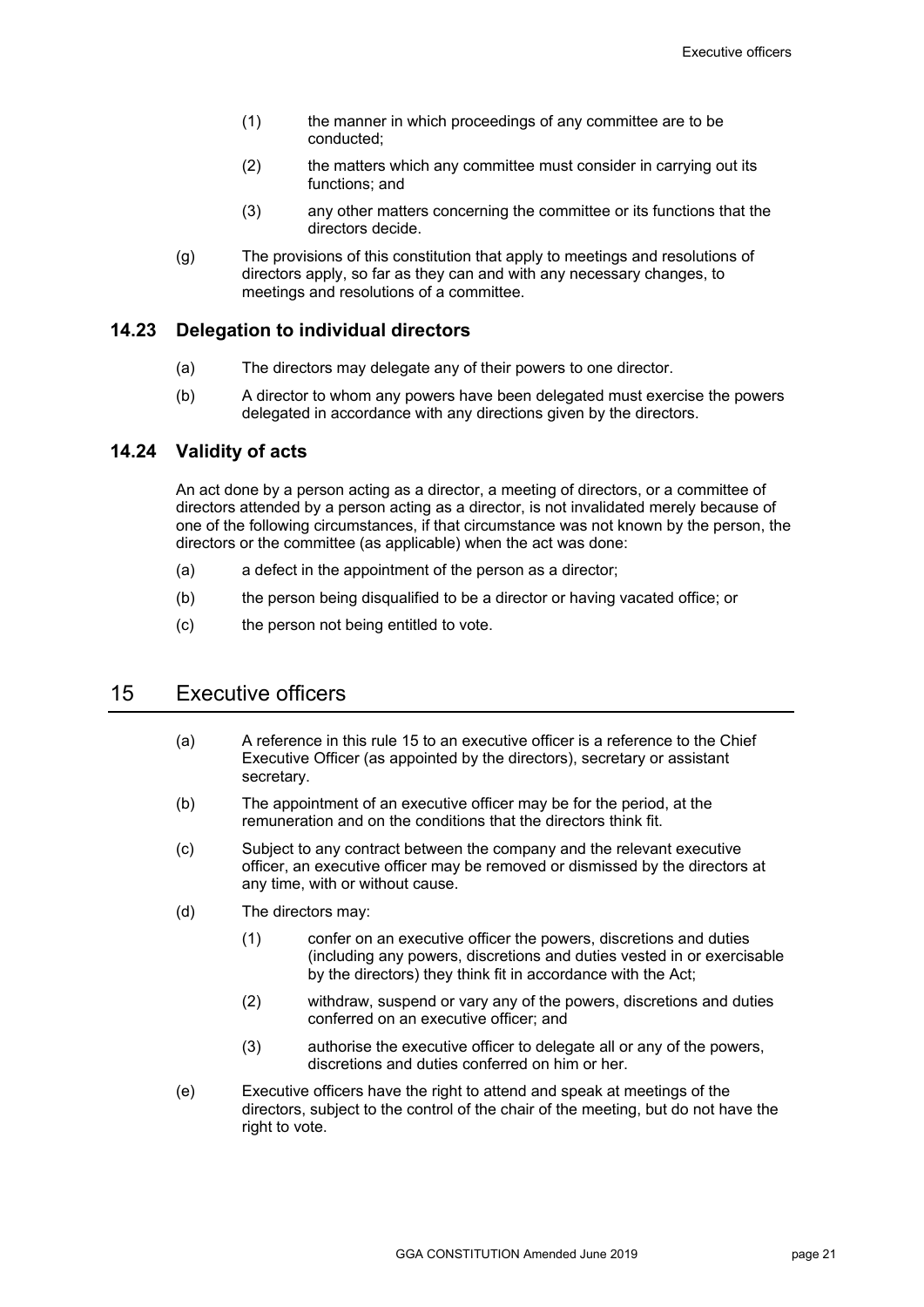(1) the manner in which proceedings of any committee are to be conducted;

(2) the matters which any committee must consider in carrying out its functions; and

(3) any other matters concerning the committee or its functions that the directors decide.

(g) The provisions of this constitution that apply to meetings and resolutions of directors apply, so far as they can and with any necessary changes, to meetings and resolutions of a committee.

### 14.23 Delegation to individual directors

(a) The directors may delegate any of their powers to one director.

(b) A director to whom any powers have been delegated must exercise the powers delegated in accordance with any directions given by the directors.

### 14.24 Validity of acts

An act done by a person acting as a director, a meeting of directors, or a committee of directors attended by a person acting as a director, is not invalidated merely because of one of the following circumstances, if that circumstance was not known by the person, the directors or the committee (as applicable) when the act was done:

(a) a defect in the appointment of the person as a director;

(b) the person being disqualified to be a director or having vacated office; or

(c) the person not being entitled to vote.

## 15 Executive officers

(a) A reference in this rule 15 to an executive officer is a reference to the Chief Executive Officer (as appointed by the directors), secretary or assistant secretary.

(b) The appointment of an executive officer may be for the period, at the remuneration and on the conditions that the directors think fit.

(c) Subject to any contract between the company and the relevant executive officer, an executive officer may be removed or dismissed by the directors at any time, with or without cause.

(d) The directors may:

(1) confer on an executive officer the powers, discretions and duties (including any powers, discretions and duties vested in or exercisable by the directors) they think fit in accordance with the Act;

(2) withdraw, suspend or vary any of the powers, discretions and duties conferred on an executive officer; and

(3) authorise the executive officer to delegate all or any of the powers, discretions and duties conferred on him or her.

(e) Executive officers have the right to attend and speak at meetings of the directors, subject to the control of the chair of the meeting, but do not have the right to vote.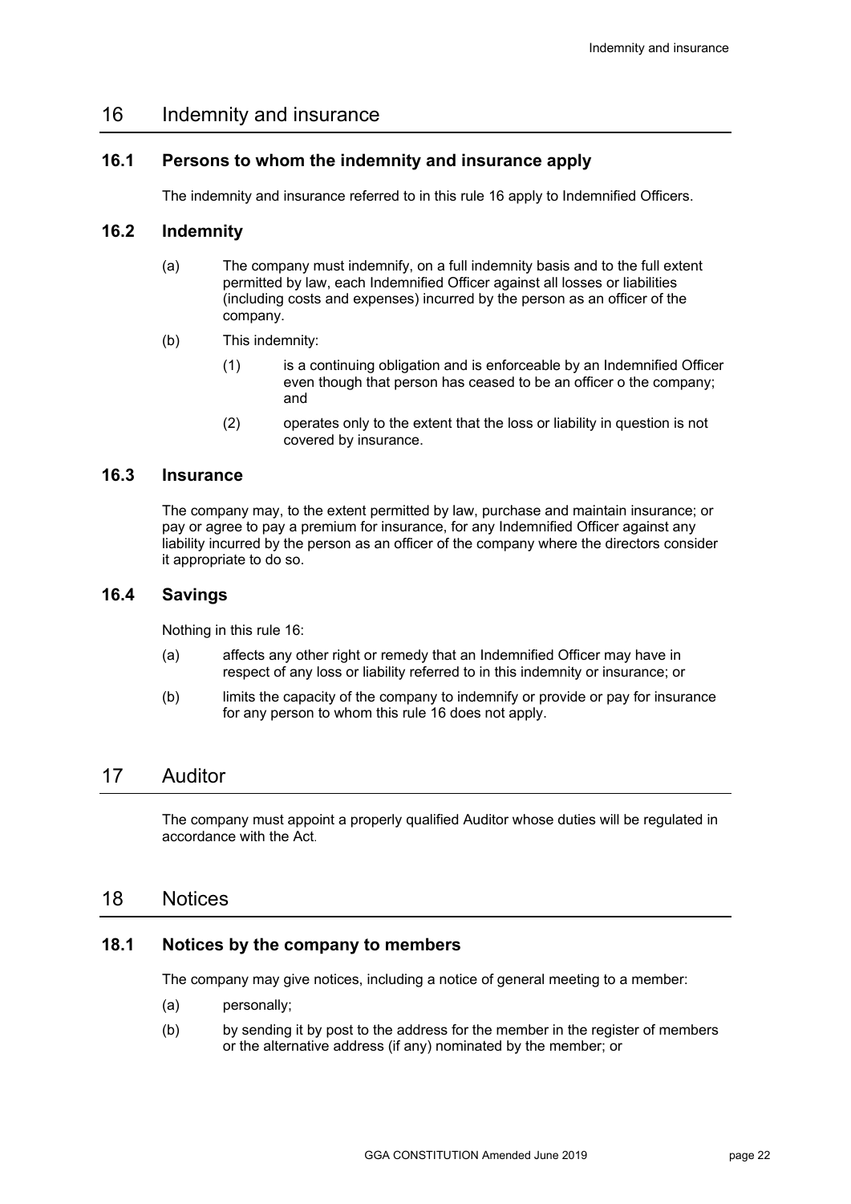# 16 Indemnity and insurance

## 16.1 Persons to whom the indemnity and insurance apply

The indemnity and insurance referred to in this rule 16 apply to Indemnified Officers.

## 16.2 Indemnity

(a) The company must indemnify, on a full indemnity basis and to the full extent permitted by law, each Indemnified Officer against all losses or liabilities (including costs and expenses) incurred by the person as an officer of the company.

(b) This indemnity:

(1) is a continuing obligation and is enforceable by an Indemnified Officer even though that person has ceased to be an officer o the company; and

(2) operates only to the extent that the loss or liability in question is not covered by insurance.

## 16.3 Insurance

The company may, to the extent permitted by law, purchase and maintain insurance; or pay or agree to pay a premium for insurance, for any Indemnified Officer against any liability incurred by the person as an officer of the company where the directors consider it appropriate to do so.

## 16.4 Savings

Nothing in this rule 16:

(a) affects any other right or remedy that an Indemnified Officer may have in respect of any loss or liability referred to in this indemnity or insurance; or

(b) limits the capacity of the company to indemnify or provide or pay for insurance for any person to whom this rule 16 does not apply.

# 17 Auditor

The company must appoint a properly qualified Auditor whose duties will be regulated in accordance with the Act.

# 18 Notices

## 18.1 Notices by the company to members

The company may give notices, including a notice of general meeting to a member:

(a) personally;

(b) by sending it by post to the address for the member in the register of members or the alternative address (if any) nominated by the member; or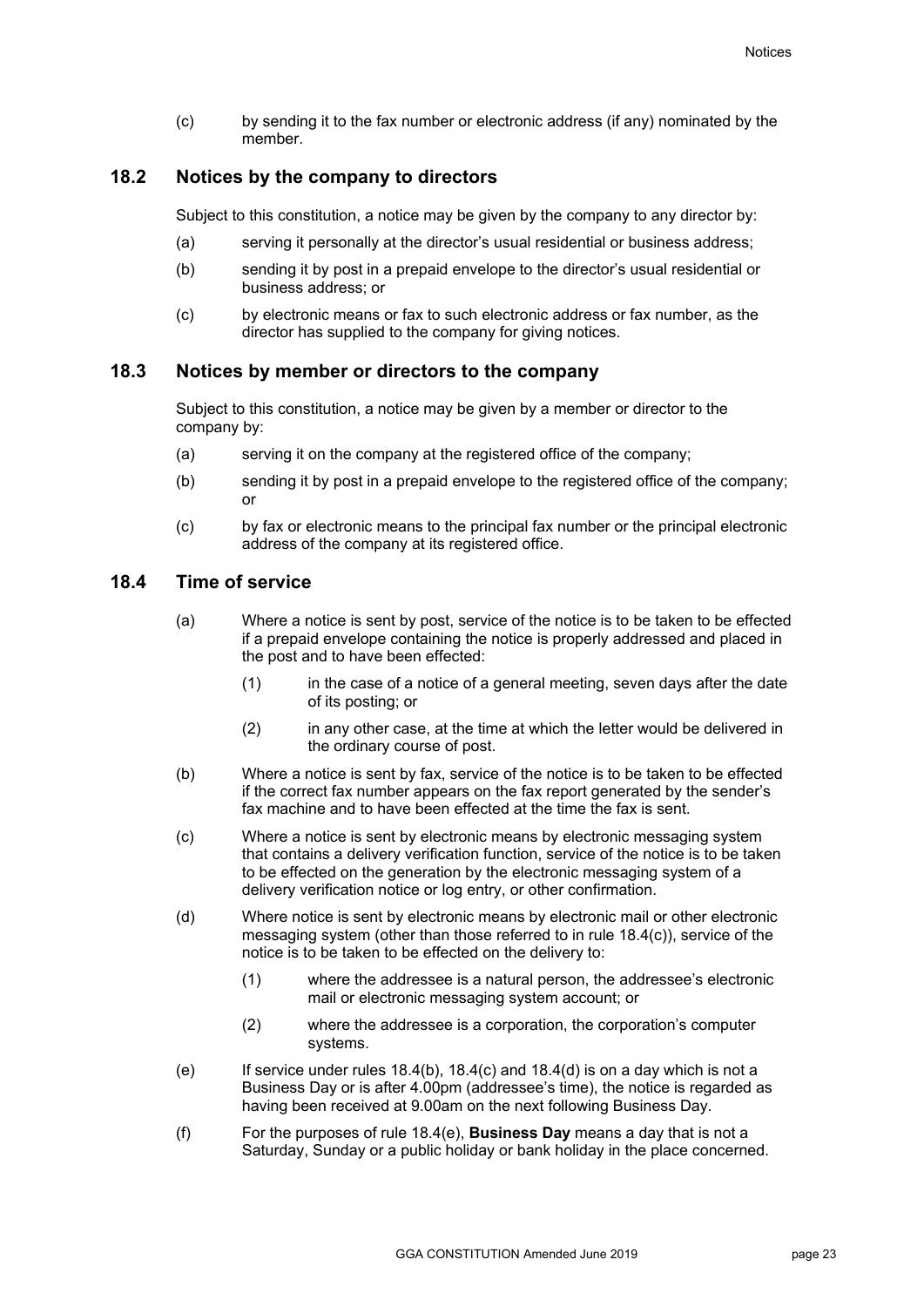(c) by sending it to the fax number or electronic address (if any) nominated by the member.

## 18.2 Notices by the company to directors

Subject to this constitution, a notice may be given by the company to any director by:

(a) serving it personally at the director's usual residential or business address;

(b) sending it by post in a prepaid envelope to the director's usual residential or business address; or

(c) by electronic means or fax to such electronic address or fax number, as the director has supplied to the company for giving notices.

## 18.3 Notices by member or directors to the company

Subject to this constitution, a notice may be given by a member or director to the company by:

(a) serving it on the company at the registered office of the company;

(b) sending it by post in a prepaid envelope to the registered office of the company; or

(c) by fax or electronic means to the principal fax number or the principal electronic address of the company at its registered office.

## 18.4 Time of service

(a) Where a notice is sent by post, service of the notice is to be taken to be effected if a prepaid envelope containing the notice is properly addressed and placed in the post and to have been effected:

    (1) in the case of a notice of a general meeting, seven days after the date of its posting; or

    (2) in any other case, at the time at which the letter would be delivered in the ordinary course of post.

(b) Where a notice is sent by fax, service of the notice is to be taken to be effected if the correct fax number appears on the fax report generated by the sender's fax machine and to have been effected at the time the fax is sent.

(c) Where a notice is sent by electronic means by electronic messaging system that contains a delivery verification function, service of the notice is to be taken to be effected on the generation by the electronic messaging system of a delivery verification notice or log entry, or other confirmation.

(d) Where notice is sent by electronic means by electronic mail or other electronic messaging system (other than those referred to in rule 18.4(c)), service of the notice is to be taken to be effected on the delivery to:

    (1) where the addressee is a natural person, the addressee's electronic mail or electronic messaging system account; or

    (2) where the addressee is a corporation, the corporation's computer systems.

(e) If service under rules 18.4(b), 18.4(c) and 18.4(d) is on a day which is not a Business Day or is after 4.00pm (addressee's time), the notice is regarded as having been received at 9.00am on the next following Business Day.

(f) For the purposes of rule 18.4(e), **Business Day** means a day that is not a Saturday, Sunday or a public holiday or bank holiday in the place concerned.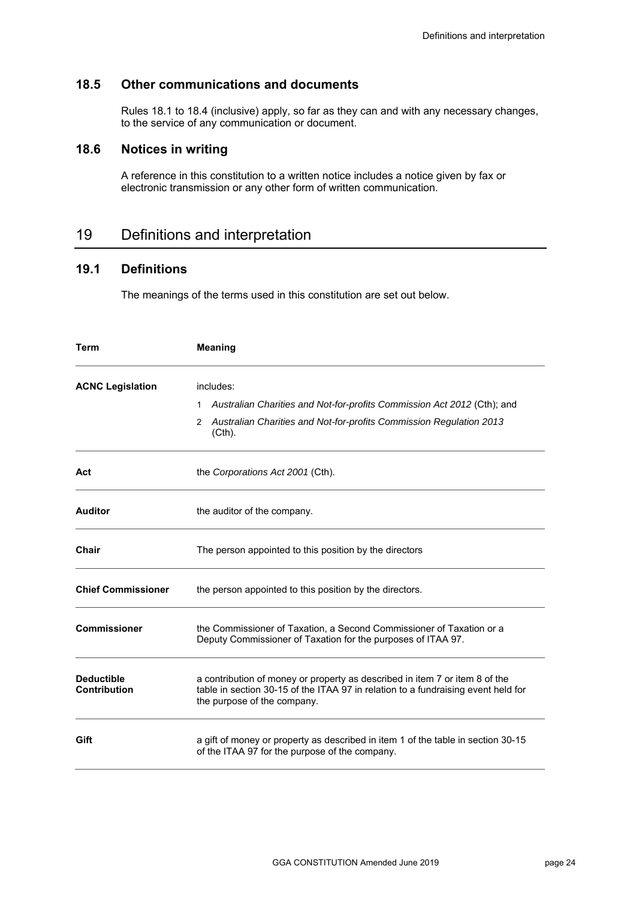### 18.5 Other communications and documents

Rules 18.1 to 18.4 (inclusive) apply, so far as they can and with any necessary changes, to the service of any communication or document.

### 18.6 Notices in writing

A reference in this constitution to a written notice includes a notice given by fax or electronic transmission or any other form of written communication.

## 19 Definitions and interpretation

### 19.1 Definitions

The meanings of the terms used in this constitution are set out below.

| Term | Meaning |
|---|---|
| **ACNC Legislation** | includes:<br>1 *Australian Charities and Not-for-profits Commission Act 2012* (Cth); and<br>2 *Australian Charities and Not-for-profits Commission Regulation 2013* (Cth). |
| **Act** | the *Corporations Act 2001* (Cth). |
| **Auditor** | the auditor of the company. |
| **Chair** | The person appointed to this position by the directors |
| **Chief Commissioner** | the person appointed to this position by the directors. |
| **Commissioner** | the Commissioner of Taxation, a Second Commissioner of Taxation or a Deputy Commissioner of Taxation for the purposes of ITAA 97. |
| **Deductible Contribution** | a contribution of money or property as described in item 7 or item 8 of the table in section 30-15 of the ITAA 97 in relation to a fundraising event held for the purpose of the company. |
| **Gift** | a gift of money or property as described in item 1 of the table in section 30-15 of the ITAA 97 for the purpose of the company. |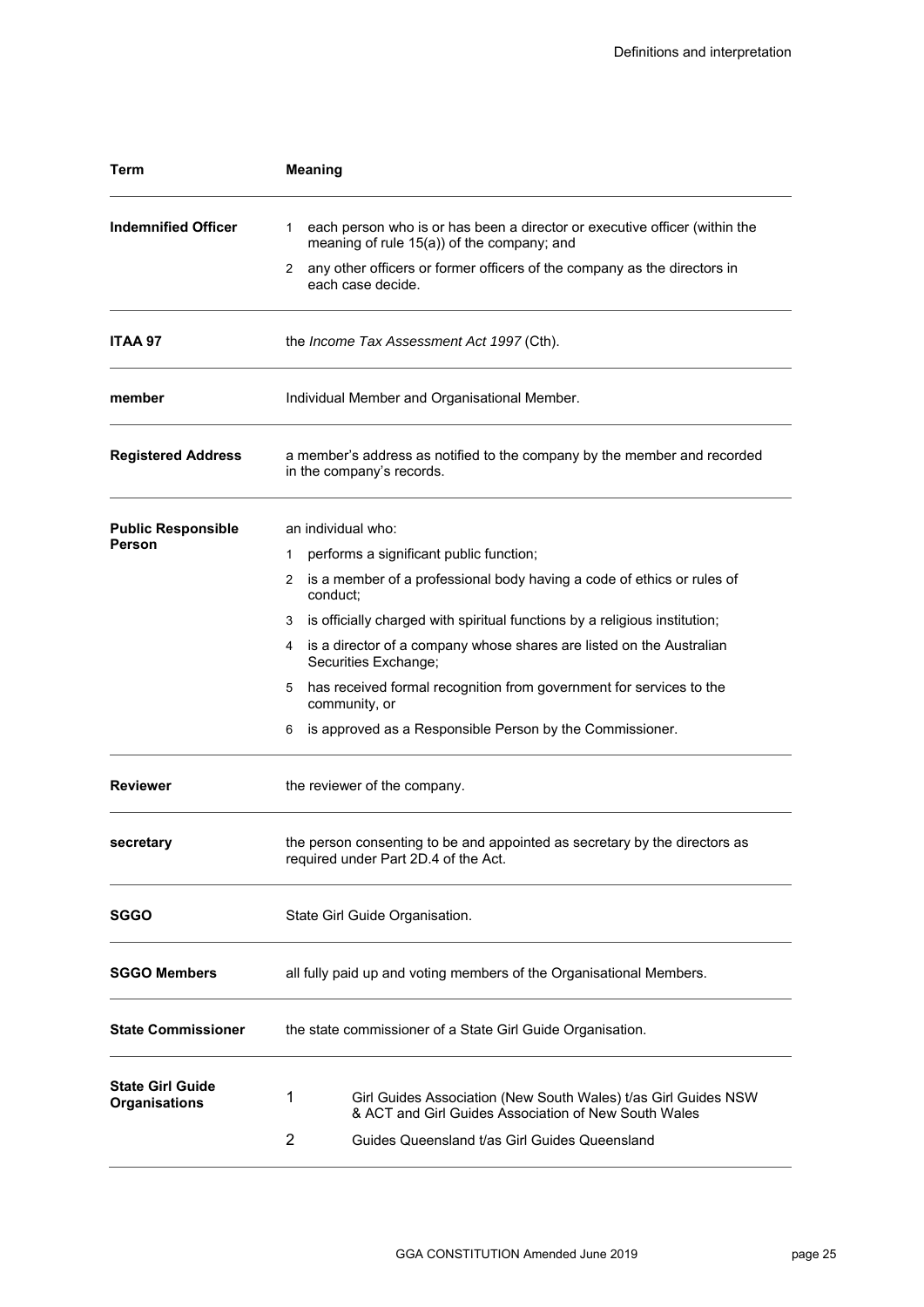| Term | Meaning |
|---|---|
| **Indemnified Officer** | 1 each person who is or has been a director or executive officer (within the meaning of rule 15(a)) of the company; and<br>2 any other officers or former officers of the company as the directors in each case decide. |
| **ITAA 97** | the *Income Tax Assessment Act 1997* (Cth). |
| **member** | Individual Member and Organisational Member. |
| **Registered Address** | a member's address as notified to the company by the member and recorded in the company's records. |
| **Public Responsible Person** | an individual who:<br>1 performs a significant public function;<br>2 is a member of a professional body having a code of ethics or rules of conduct;<br>3 is officially charged with spiritual functions by a religious institution;<br>4 is a director of a company whose shares are listed on the Australian Securities Exchange;<br>5 has received formal recognition from government for services to the community, or<br>6 is approved as a Responsible Person by the Commissioner. |
| **Reviewer** | the reviewer of the company. |
| **secretary** | the person consenting to be and appointed as secretary by the directors as required under Part 2D.4 of the Act. |
| **SGGO** | State Girl Guide Organisation. |
| **SGGO Members** | all fully paid up and voting members of the Organisational Members. |
| **State Commissioner** | the state commissioner of a State Girl Guide Organisation. |
| **State Girl Guide Organisations** | 1 Girl Guides Association (New South Wales) t/as Girl Guides NSW & ACT and Girl Guides Association of New South Wales<br>2 Guides Queensland t/as Girl Guides Queensland |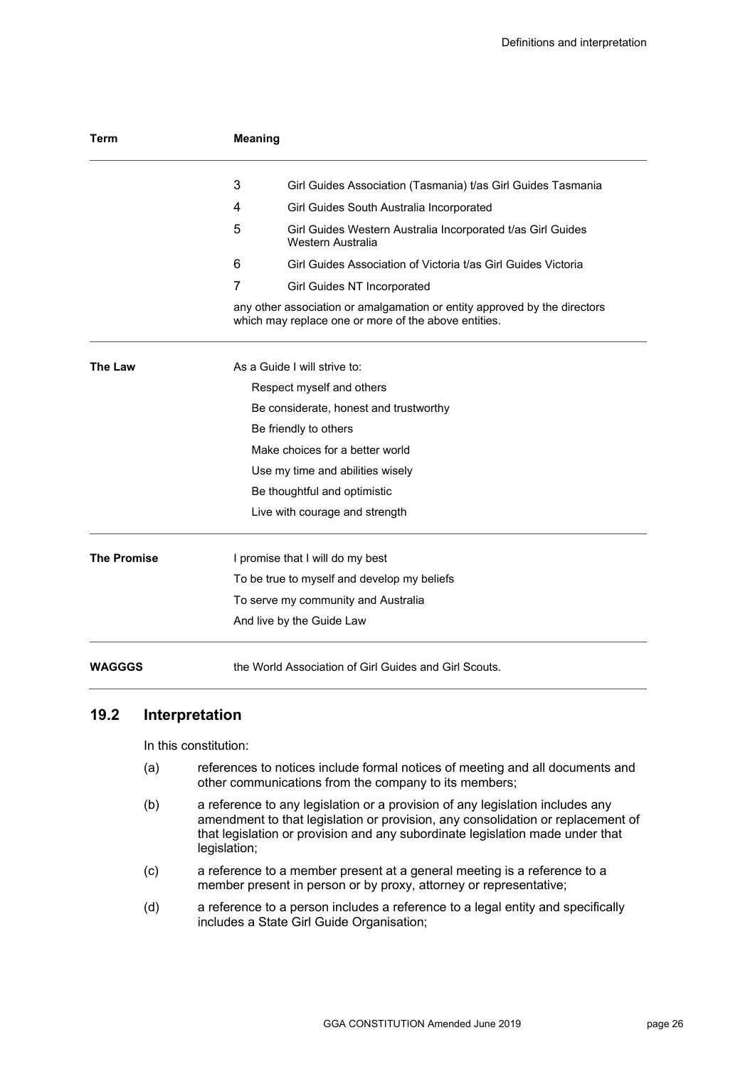| Term | Meaning |
| --- | --- |
| | 3 Girl Guides Association (Tasmania) t/as Girl Guides Tasmania<br>4 Girl Guides South Australia Incorporated<br>5 Girl Guides Western Australia Incorporated t/as Girl Guides Western Australia<br>6 Girl Guides Association of Victoria t/as Girl Guides Victoria<br>7 Girl Guides NT Incorporated<br>any other association or amalgamation or entity approved by the directors which may replace one or more of the above entities. |
| **The Law** | As a Guide I will strive to:<br>Respect myself and others<br>Be considerate, honest and trustworthy<br>Be friendly to others<br>Make choices for a better world<br>Use my time and abilities wisely<br>Be thoughtful and optimistic<br>Live with courage and strength |
| **The Promise** | I promise that I will do my best<br>To be true to myself and develop my beliefs<br>To serve my community and Australia<br>And live by the Guide Law |
| **WAGGGS** | the World Association of Girl Guides and Girl Scouts. |

## 19.2 Interpretation

In this constitution:

(a) references to notices include formal notices of meeting and all documents and other communications from the company to its members;

(b) a reference to any legislation or a provision of any legislation includes any amendment to that legislation or provision, any consolidation or replacement of that legislation or provision and any subordinate legislation made under that legislation;

(c) a reference to a member present at a general meeting is a reference to a member present in person or by proxy, attorney or representative;

(d) a reference to a person includes a reference to a legal entity and specifically includes a State Girl Guide Organisation;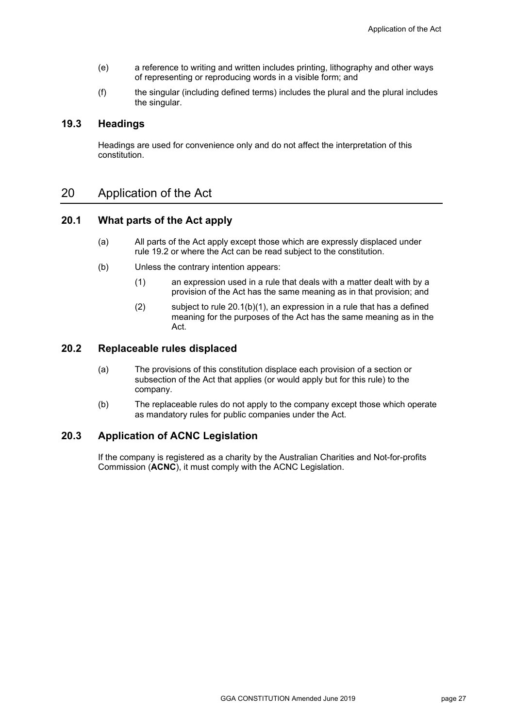(e) a reference to writing and written includes printing, lithography and other ways of representing or reproducing words in a visible form; and

(f) the singular (including defined terms) includes the plural and the plural includes the singular.

### 19.3 Headings

Headings are used for convenience only and do not affect the interpretation of this constitution.

## 20 Application of the Act

### 20.1 What parts of the Act apply

(a) All parts of the Act apply except those which are expressly displaced under rule 19.2 or where the Act can be read subject to the constitution.

(b) Unless the contrary intention appears:

(1) an expression used in a rule that deals with a matter dealt with by a provision of the Act has the same meaning as in that provision; and

(2) subject to rule 20.1(b)(1), an expression in a rule that has a defined meaning for the purposes of the Act has the same meaning as in the Act.

### 20.2 Replaceable rules displaced

(a) The provisions of this constitution displace each provision of a section or subsection of the Act that applies (or would apply but for this rule) to the company.

(b) The replaceable rules do not apply to the company except those which operate as mandatory rules for public companies under the Act.

### 20.3 Application of ACNC Legislation

If the company is registered as a charity by the Australian Charities and Not-for-profits Commission (**ACNC**), it must comply with the ACNC Legislation.